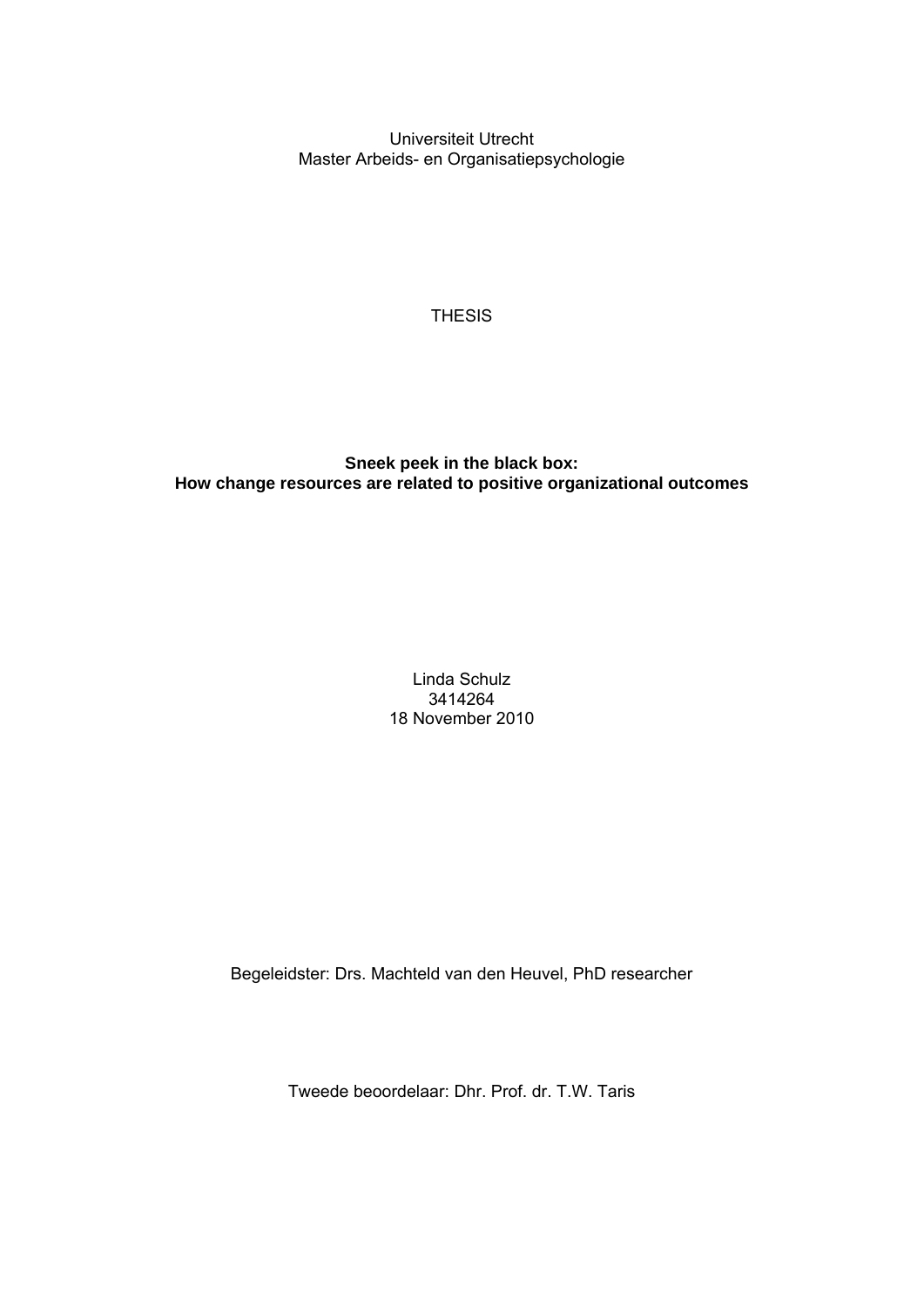Universiteit Utrecht
Master Arbeids- en Organisatiepsychologie

THESIS

**Sneek peek in the black box:**
**How change resources are related to positive organizational outcomes**

Linda Schulz
3414264
18 November 2010

Begeleidster: Drs. Machteld van den Heuvel, PhD researcher

Tweede beoordelaar: Dhr. Prof. dr. T.W. Taris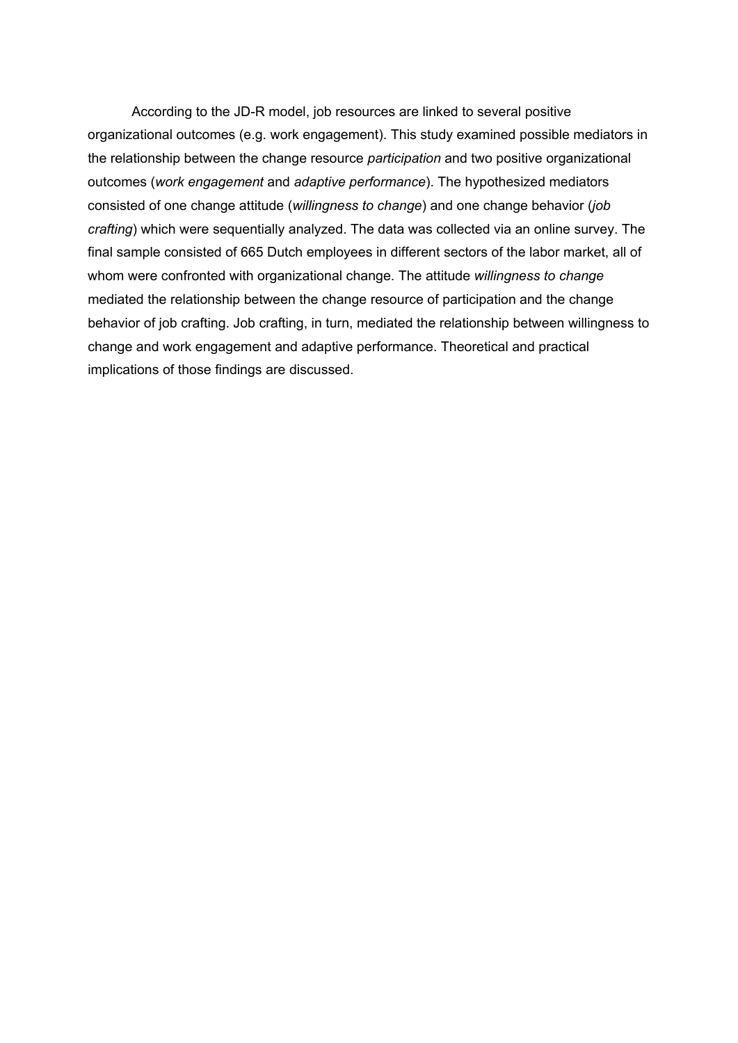According to the JD-R model, job resources are linked to several positive organizational outcomes (e.g. work engagement). This study examined possible mediators in the relationship between the change resource *participation* and two positive organizational outcomes (*work engagement* and *adaptive performance*). The hypothesized mediators consisted of one change attitude (*willingness to change*) and one change behavior (*job crafting*) which were sequentially analyzed. The data was collected via an online survey. The final sample consisted of 665 Dutch employees in different sectors of the labor market, all of whom were confronted with organizational change. The attitude *willingness to change* mediated the relationship between the change resource of participation and the change behavior of job crafting. Job crafting, in turn, mediated the relationship between willingness to change and work engagement and adaptive performance. Theoretical and practical implications of those findings are discussed.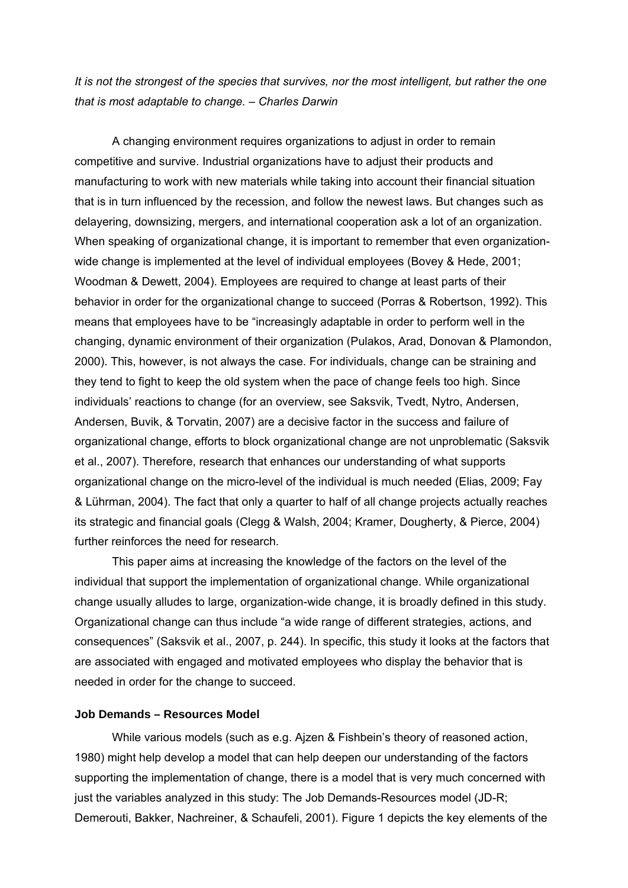*It is not the strongest of the species that survives, nor the most intelligent, but rather the one that is most adaptable to change. – Charles Darwin*

A changing environment requires organizations to adjust in order to remain competitive and survive. Industrial organizations have to adjust their products and manufacturing to work with new materials while taking into account their financial situation that is in turn influenced by the recession, and follow the newest laws. But changes such as delayering, downsizing, mergers, and international cooperation ask a lot of an organization. When speaking of organizational change, it is important to remember that even organization-wide change is implemented at the level of individual employees (Bovey & Hede, 2001; Woodman & Dewett, 2004). Employees are required to change at least parts of their behavior in order for the organizational change to succeed (Porras & Robertson, 1992). This means that employees have to be "increasingly adaptable in order to perform well in the changing, dynamic environment of their organization (Pulakos, Arad, Donovan & Plamondon, 2000). This, however, is not always the case. For individuals, change can be straining and they tend to fight to keep the old system when the pace of change feels too high. Since individuals' reactions to change (for an overview, see Saksvik, Tvedt, Nytro, Andersen, Andersen, Buvik, & Torvatin, 2007) are a decisive factor in the success and failure of organizational change, efforts to block organizational change are not unproblematic (Saksvik et al., 2007). Therefore, research that enhances our understanding of what supports organizational change on the micro-level of the individual is much needed (Elias, 2009; Fay & Lührman, 2004). The fact that only a quarter to half of all change projects actually reaches its strategic and financial goals (Clegg & Walsh, 2004; Kramer, Dougherty, & Pierce, 2004) further reinforces the need for research.

This paper aims at increasing the knowledge of the factors on the level of the individual that support the implementation of organizational change. While organizational change usually alludes to large, organization-wide change, it is broadly defined in this study. Organizational change can thus include "a wide range of different strategies, actions, and consequences" (Saksvik et al., 2007, p. 244). In specific, this study it looks at the factors that are associated with engaged and motivated employees who display the behavior that is needed in order for the change to succeed.

### Job Demands – Resources Model

While various models (such as e.g. Ajzen & Fishbein's theory of reasoned action, 1980) might help develop a model that can help deepen our understanding of the factors supporting the implementation of change, there is a model that is very much concerned with just the variables analyzed in this study: The Job Demands-Resources model (JD-R; Demerouti, Bakker, Nachreiner, & Schaufeli, 2001). Figure 1 depicts the key elements of the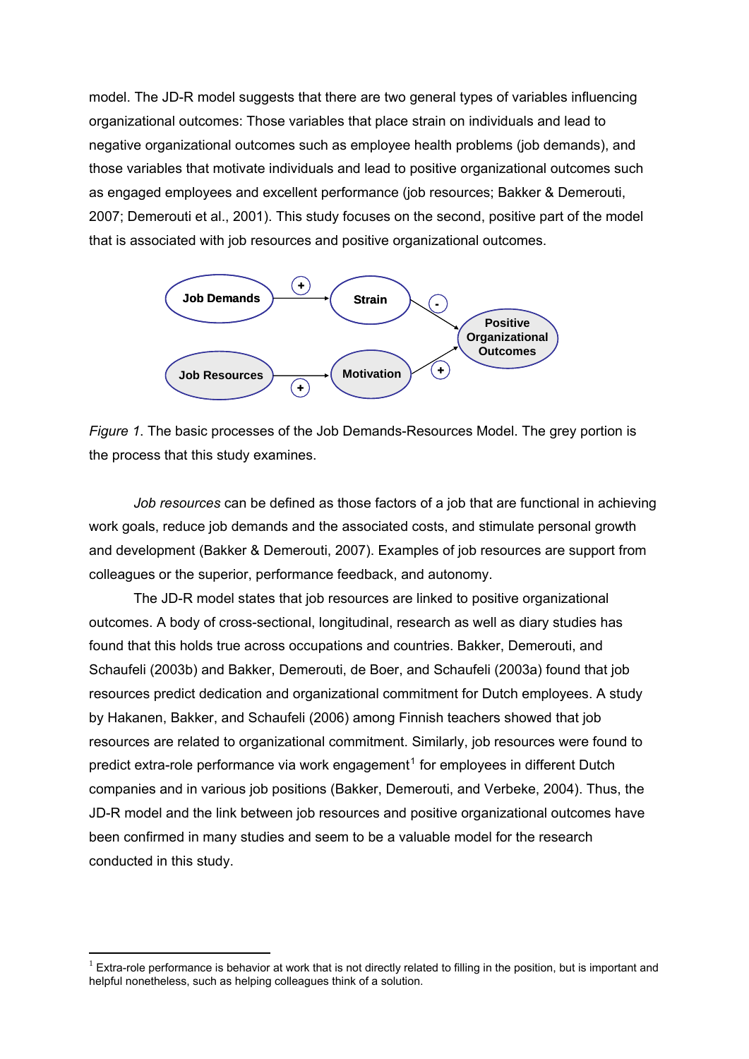model. The JD-R model suggests that there are two general types of variables influencing organizational outcomes: Those variables that place strain on individuals and lead to negative organizational outcomes such as employee health problems (job demands), and those variables that motivate individuals and lead to positive organizational outcomes such as engaged employees and excellent performance (job resources; Bakker & Demerouti, 2007; Demerouti et al., 2001). This study focuses on the second, positive part of the model that is associated with job resources and positive organizational outcomes.

*Figure 1*. The basic processes of the Job Demands-Resources Model. The grey portion is the process that this study examines.

*Job resources* can be defined as those factors of a job that are functional in achieving work goals, reduce job demands and the associated costs, and stimulate personal growth and development (Bakker & Demerouti, 2007). Examples of job resources are support from colleagues or the superior, performance feedback, and autonomy.

The JD-R model states that job resources are linked to positive organizational outcomes. A body of cross-sectional, longitudinal, research as well as diary studies has found that this holds true across occupations and countries. Bakker, Demerouti, and Schaufeli (2003b) and Bakker, Demerouti, de Boer, and Schaufeli (2003a) found that job resources predict dedication and organizational commitment for Dutch employees. A study by Hakanen, Bakker, and Schaufeli (2006) among Finnish teachers showed that job resources are related to organizational commitment. Similarly, job resources were found to predict extra-role performance via work engagement[1] for employees in different Dutch companies and in various job positions (Bakker, Demerouti, and Verbeke, 2004). Thus, the JD-R model and the link between job resources and positive organizational outcomes have been confirmed in many studies and seem to be a valuable model for the research conducted in this study.

[1] Extra-role performance is behavior at work that is not directly related to filling in the position, but is important and helpful nonetheless, such as helping colleagues think of a solution.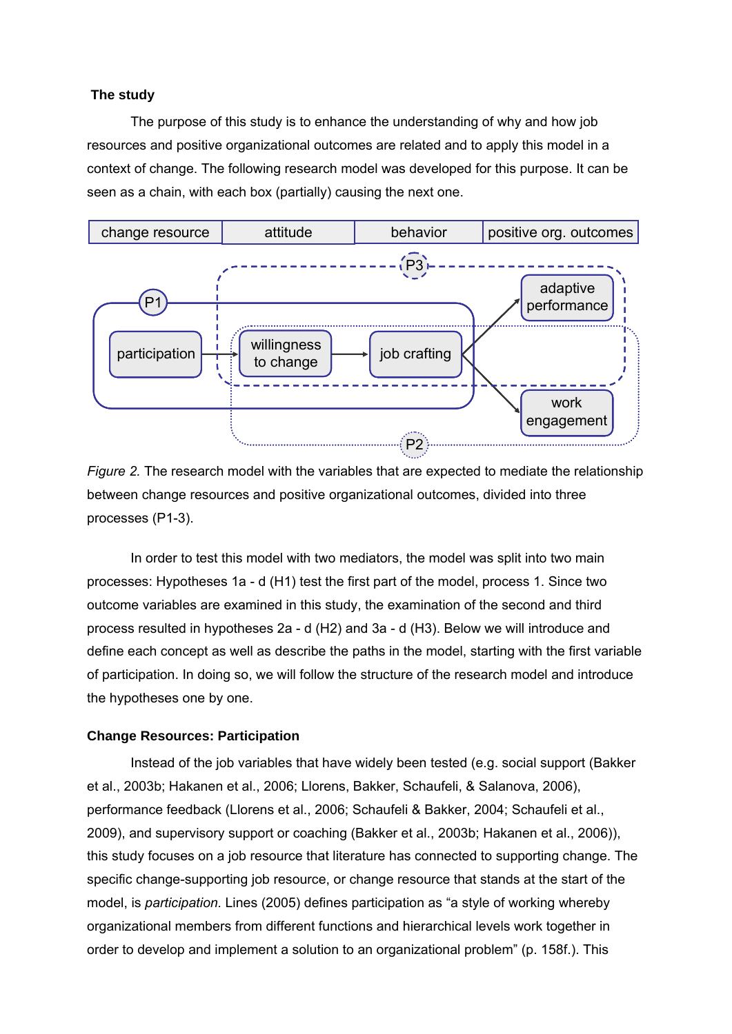**The study**

The purpose of this study is to enhance the understanding of why and how job resources and positive organizational outcomes are related and to apply this model in a context of change. The following research model was developed for this purpose. It can be seen as a chain, with each box (partially) causing the next one.

*Figure 2.* The research model with the variables that are expected to mediate the relationship between change resources and positive organizational outcomes, divided into three processes (P1-3).

In order to test this model with two mediators, the model was split into two main processes: Hypotheses 1a - d (H1) test the first part of the model, process 1. Since two outcome variables are examined in this study, the examination of the second and third process resulted in hypotheses 2a - d (H2) and 3a - d (H3). Below we will introduce and define each concept as well as describe the paths in the model, starting with the first variable of participation. In doing so, we will follow the structure of the research model and introduce the hypotheses one by one.

**Change Resources: Participation**

Instead of the job variables that have widely been tested (e.g. social support (Bakker et al., 2003b; Hakanen et al., 2006; Llorens, Bakker, Schaufeli, & Salanova, 2006), performance feedback (Llorens et al., 2006; Schaufeli & Bakker, 2004; Schaufeli et al., 2009), and supervisory support or coaching (Bakker et al., 2003b; Hakanen et al., 2006)), this study focuses on a job resource that literature has connected to supporting change. The specific change-supporting job resource, or change resource that stands at the start of the model, is *participation*. Lines (2005) defines participation as “a style of working whereby organizational members from different functions and hierarchical levels work together in order to develop and implement a solution to an organizational problem” (p. 158f.). This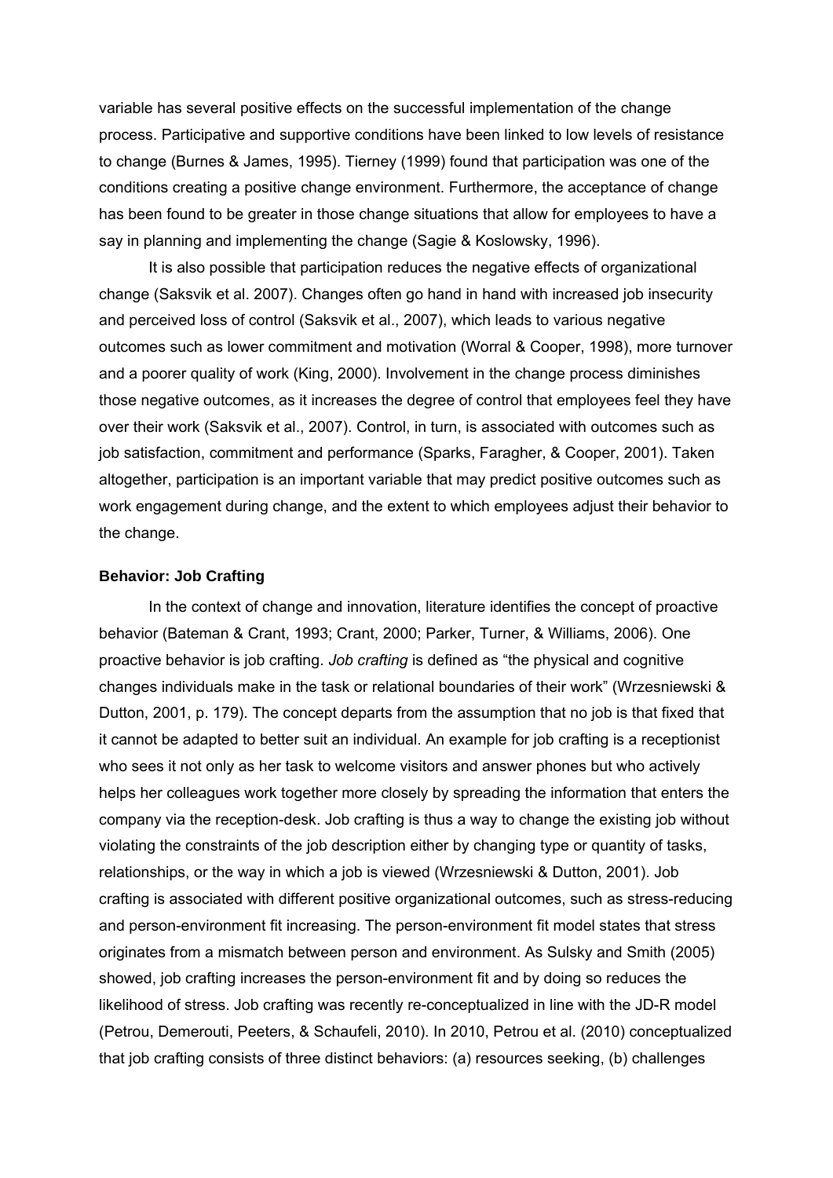variable has several positive effects on the successful implementation of the change process. Participative and supportive conditions have been linked to low levels of resistance to change (Burnes & James, 1995). Tierney (1999) found that participation was one of the conditions creating a positive change environment. Furthermore, the acceptance of change has been found to be greater in those change situations that allow for employees to have a say in planning and implementing the change (Sagie & Koslowsky, 1996).

It is also possible that participation reduces the negative effects of organizational change (Saksvik et al. 2007). Changes often go hand in hand with increased job insecurity and perceived loss of control (Saksvik et al., 2007), which leads to various negative outcomes such as lower commitment and motivation (Worral & Cooper, 1998), more turnover and a poorer quality of work (King, 2000). Involvement in the change process diminishes those negative outcomes, as it increases the degree of control that employees feel they have over their work (Saksvik et al., 2007). Control, in turn, is associated with outcomes such as job satisfaction, commitment and performance (Sparks, Faragher, & Cooper, 2001). Taken altogether, participation is an important variable that may predict positive outcomes such as work engagement during change, and the extent to which employees adjust their behavior to the change.

**Behavior: Job Crafting**

In the context of change and innovation, literature identifies the concept of proactive behavior (Bateman & Crant, 1993; Crant, 2000; Parker, Turner, & Williams, 2006). One proactive behavior is job crafting. *Job crafting* is defined as "the physical and cognitive changes individuals make in the task or relational boundaries of their work" (Wrzesniewski & Dutton, 2001, p. 179). The concept departs from the assumption that no job is that fixed that it cannot be adapted to better suit an individual. An example for job crafting is a receptionist who sees it not only as her task to welcome visitors and answer phones but who actively helps her colleagues work together more closely by spreading the information that enters the company via the reception-desk. Job crafting is thus a way to change the existing job without violating the constraints of the job description either by changing type or quantity of tasks, relationships, or the way in which a job is viewed (Wrzesniewski & Dutton, 2001). Job crafting is associated with different positive organizational outcomes, such as stress-reducing and person-environment fit increasing. The person-environment fit model states that stress originates from a mismatch between person and environment. As Sulsky and Smith (2005) showed, job crafting increases the person-environment fit and by doing so reduces the likelihood of stress. Job crafting was recently re-conceptualized in line with the JD-R model (Petrou, Demerouti, Peeters, & Schaufeli, 2010). In 2010, Petrou et al. (2010) conceptualized that job crafting consists of three distinct behaviors: (a) resources seeking, (b) challenges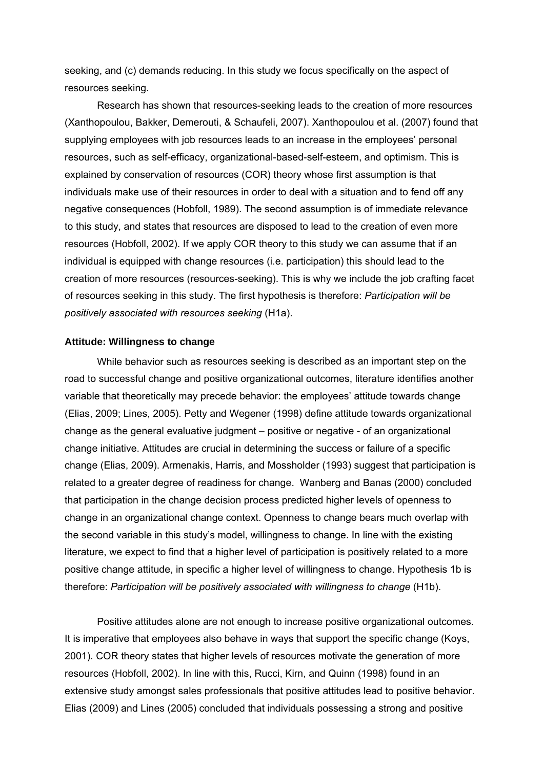seeking, and (c) demands reducing. In this study we focus specifically on the aspect of resources seeking.

Research has shown that resources-seeking leads to the creation of more resources (Xanthopoulou, Bakker, Demerouti, & Schaufeli, 2007). Xanthopoulou et al. (2007) found that supplying employees with job resources leads to an increase in the employees' personal resources, such as self-efficacy, organizational-based-self-esteem, and optimism. This is explained by conservation of resources (COR) theory whose first assumption is that individuals make use of their resources in order to deal with a situation and to fend off any negative consequences (Hobfoll, 1989). The second assumption is of immediate relevance to this study, and states that resources are disposed to lead to the creation of even more resources (Hobfoll, 2002). If we apply COR theory to this study we can assume that if an individual is equipped with change resources (i.e. participation) this should lead to the creation of more resources (resources-seeking). This is why we include the job crafting facet of resources seeking in this study. The first hypothesis is therefore: *Participation will be positively associated with resources seeking* (H1a).

**Attitude: Willingness to change**

While behavior such as resources seeking is described as an important step on the road to successful change and positive organizational outcomes, literature identifies another variable that theoretically may precede behavior: the employees' attitude towards change (Elias, 2009; Lines, 2005). Petty and Wegener (1998) define attitude towards organizational change as the general evaluative judgment – positive or negative - of an organizational change initiative. Attitudes are crucial in determining the success or failure of a specific change (Elias, 2009). Armenakis, Harris, and Mossholder (1993) suggest that participation is related to a greater degree of readiness for change. Wanberg and Banas (2000) concluded that participation in the change decision process predicted higher levels of openness to change in an organizational change context. Openness to change bears much overlap with the second variable in this study's model, willingness to change. In line with the existing literature, we expect to find that a higher level of participation is positively related to a more positive change attitude, in specific a higher level of willingness to change. Hypothesis 1b is therefore: *Participation will be positively associated with willingness to change* (H1b).

Positive attitudes alone are not enough to increase positive organizational outcomes. It is imperative that employees also behave in ways that support the specific change (Koys, 2001). COR theory states that higher levels of resources motivate the generation of more resources (Hobfoll, 2002). In line with this, Rucci, Kirn, and Quinn (1998) found in an extensive study amongst sales professionals that positive attitudes lead to positive behavior. Elias (2009) and Lines (2005) concluded that individuals possessing a strong and positive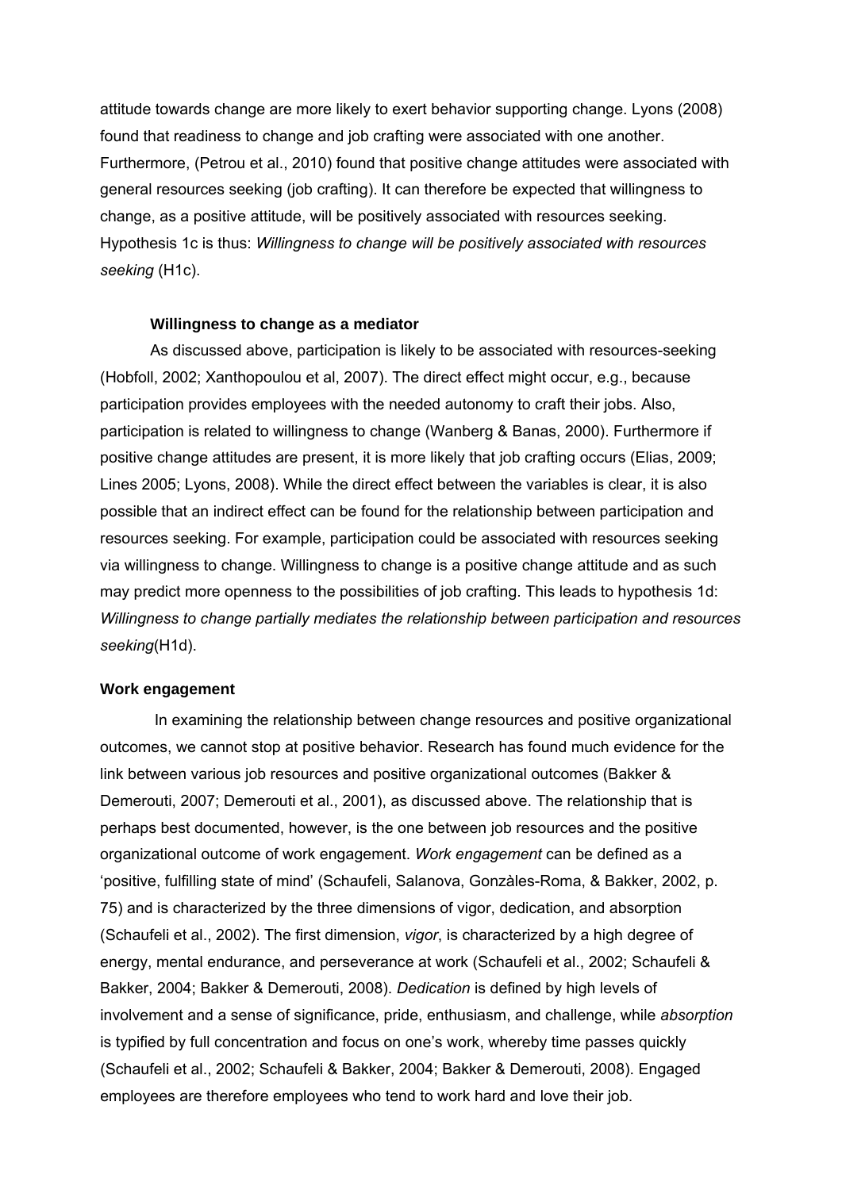attitude towards change are more likely to exert behavior supporting change. Lyons (2008) found that readiness to change and job crafting were associated with one another. Furthermore, (Petrou et al., 2010) found that positive change attitudes were associated with general resources seeking (job crafting). It can therefore be expected that willingness to change, as a positive attitude, will be positively associated with resources seeking. Hypothesis 1c is thus: *Willingness to change will be positively associated with resources seeking* (H1c).

### Willingness to change as a mediator

As discussed above, participation is likely to be associated with resources-seeking (Hobfoll, 2002; Xanthopoulou et al, 2007). The direct effect might occur, e.g., because participation provides employees with the needed autonomy to craft their jobs. Also, participation is related to willingness to change (Wanberg & Banas, 2000). Furthermore if positive change attitudes are present, it is more likely that job crafting occurs (Elias, 2009; Lines 2005; Lyons, 2008). While the direct effect between the variables is clear, it is also possible that an indirect effect can be found for the relationship between participation and resources seeking. For example, participation could be associated with resources seeking via willingness to change. Willingness to change is a positive change attitude and as such may predict more openness to the possibilities of job crafting. This leads to hypothesis 1d: *Willingness to change partially mediates the relationship between participation and resources seeking*(H1d).

## Work engagement

In examining the relationship between change resources and positive organizational outcomes, we cannot stop at positive behavior. Research has found much evidence for the link between various job resources and positive organizational outcomes (Bakker & Demerouti, 2007; Demerouti et al., 2001), as discussed above. The relationship that is perhaps best documented, however, is the one between job resources and the positive organizational outcome of work engagement. *Work engagement* can be defined as a 'positive, fulfilling state of mind' (Schaufeli, Salanova, Gonzàles-Roma, & Bakker, 2002, p. 75) and is characterized by the three dimensions of vigor, dedication, and absorption (Schaufeli et al., 2002). The first dimension, *vigor*, is characterized by a high degree of energy, mental endurance, and perseverance at work (Schaufeli et al., 2002; Schaufeli & Bakker, 2004; Bakker & Demerouti, 2008). *Dedication* is defined by high levels of involvement and a sense of significance, pride, enthusiasm, and challenge, while *absorption* is typified by full concentration and focus on one's work, whereby time passes quickly (Schaufeli et al., 2002; Schaufeli & Bakker, 2004; Bakker & Demerouti, 2008). Engaged employees are therefore employees who tend to work hard and love their job.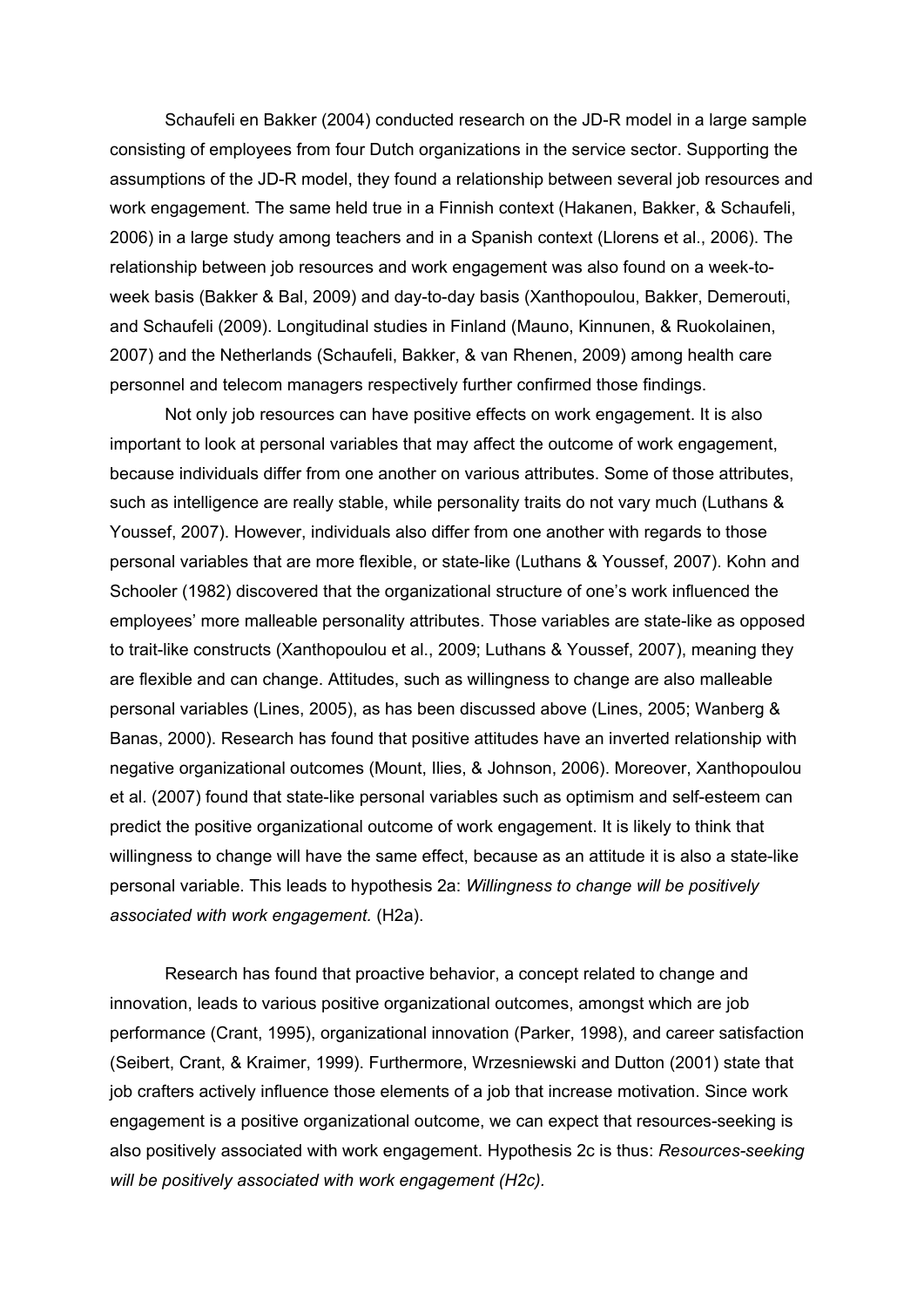Schaufeli en Bakker (2004) conducted research on the JD-R model in a large sample consisting of employees from four Dutch organizations in the service sector. Supporting the assumptions of the JD-R model, they found a relationship between several job resources and work engagement. The same held true in a Finnish context (Hakanen, Bakker, & Schaufeli, 2006) in a large study among teachers and in a Spanish context (Llorens et al., 2006). The relationship between job resources and work engagement was also found on a week-to-week basis (Bakker & Bal, 2009) and day-to-day basis (Xanthopoulou, Bakker, Demerouti, and Schaufeli (2009). Longitudinal studies in Finland (Mauno, Kinnunen, & Ruokolainen, 2007) and the Netherlands (Schaufeli, Bakker, & van Rhenen, 2009) among health care personnel and telecom managers respectively further confirmed those findings.

Not only job resources can have positive effects on work engagement. It is also important to look at personal variables that may affect the outcome of work engagement, because individuals differ from one another on various attributes. Some of those attributes, such as intelligence are really stable, while personality traits do not vary much (Luthans & Youssef, 2007). However, individuals also differ from one another with regards to those personal variables that are more flexible, or state-like (Luthans & Youssef, 2007). Kohn and Schooler (1982) discovered that the organizational structure of one's work influenced the employees' more malleable personality attributes. Those variables are state-like as opposed to trait-like constructs (Xanthopoulou et al., 2009; Luthans & Youssef, 2007), meaning they are flexible and can change. Attitudes, such as willingness to change are also malleable personal variables (Lines, 2005), as has been discussed above (Lines, 2005; Wanberg & Banas, 2000). Research has found that positive attitudes have an inverted relationship with negative organizational outcomes (Mount, Ilies, & Johnson, 2006). Moreover, Xanthopoulou et al. (2007) found that state-like personal variables such as optimism and self-esteem can predict the positive organizational outcome of work engagement. It is likely to think that willingness to change will have the same effect, because as an attitude it is also a state-like personal variable. This leads to hypothesis 2a: *Willingness to change will be positively associated with work engagement.* (H2a).

Research has found that proactive behavior, a concept related to change and innovation, leads to various positive organizational outcomes, amongst which are job performance (Crant, 1995), organizational innovation (Parker, 1998), and career satisfaction (Seibert, Crant, & Kraimer, 1999). Furthermore, Wrzesniewski and Dutton (2001) state that job crafters actively influence those elements of a job that increase motivation. Since work engagement is a positive organizational outcome, we can expect that resources-seeking is also positively associated with work engagement. Hypothesis 2c is thus: *Resources-seeking will be positively associated with work engagement (H2c).*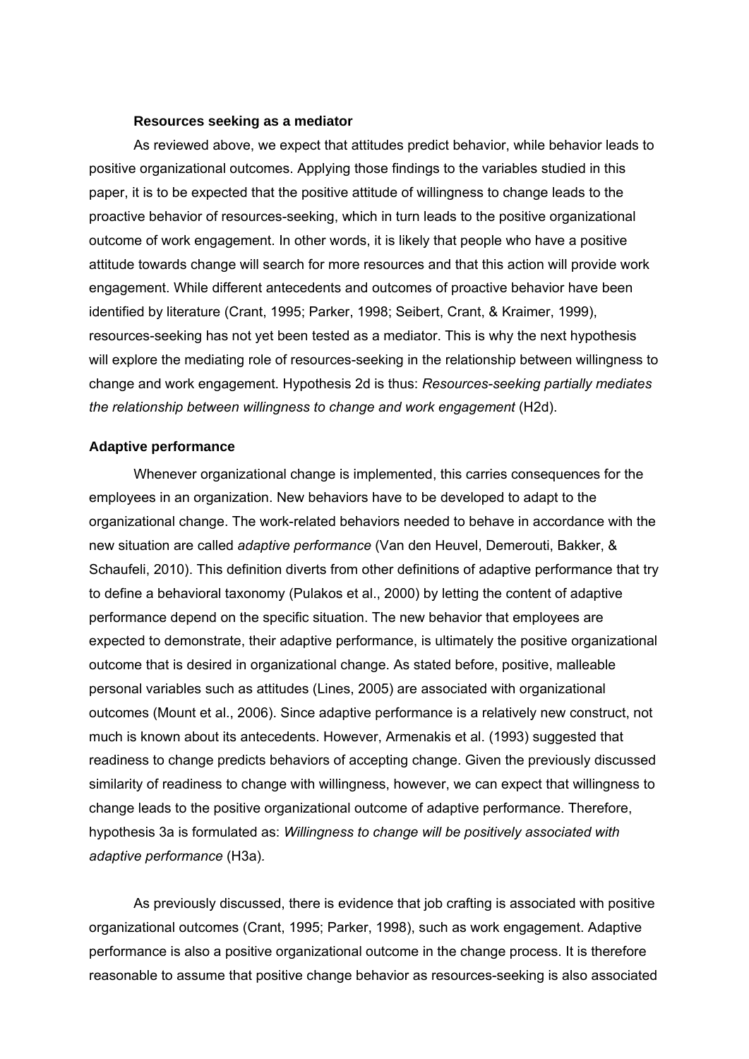### Resources seeking as a mediator

As reviewed above, we expect that attitudes predict behavior, while behavior leads to positive organizational outcomes. Applying those findings to the variables studied in this paper, it is to be expected that the positive attitude of willingness to change leads to the proactive behavior of resources-seeking, which in turn leads to the positive organizational outcome of work engagement. In other words, it is likely that people who have a positive attitude towards change will search for more resources and that this action will provide work engagement. While different antecedents and outcomes of proactive behavior have been identified by literature (Crant, 1995; Parker, 1998; Seibert, Crant, & Kraimer, 1999), resources-seeking has not yet been tested as a mediator. This is why the next hypothesis will explore the mediating role of resources-seeking in the relationship between willingness to change and work engagement. Hypothesis 2d is thus: *Resources-seeking partially mediates the relationship between willingness to change and work engagement* (H2d).

## Adaptive performance

Whenever organizational change is implemented, this carries consequences for the employees in an organization. New behaviors have to be developed to adapt to the organizational change. The work-related behaviors needed to behave in accordance with the new situation are called *adaptive performance* (Van den Heuvel, Demerouti, Bakker, & Schaufeli, 2010). This definition diverts from other definitions of adaptive performance that try to define a behavioral taxonomy (Pulakos et al., 2000) by letting the content of adaptive performance depend on the specific situation. The new behavior that employees are expected to demonstrate, their adaptive performance, is ultimately the positive organizational outcome that is desired in organizational change. As stated before, positive, malleable personal variables such as attitudes (Lines, 2005) are associated with organizational outcomes (Mount et al., 2006). Since adaptive performance is a relatively new construct, not much is known about its antecedents. However, Armenakis et al. (1993) suggested that readiness to change predicts behaviors of accepting change. Given the previously discussed similarity of readiness to change with willingness, however, we can expect that willingness to change leads to the positive organizational outcome of adaptive performance. Therefore, hypothesis 3a is formulated as: *Willingness to change will be positively associated with adaptive performance* (H3a).

As previously discussed, there is evidence that job crafting is associated with positive organizational outcomes (Crant, 1995; Parker, 1998), such as work engagement. Adaptive performance is also a positive organizational outcome in the change process. It is therefore reasonable to assume that positive change behavior as resources-seeking is also associated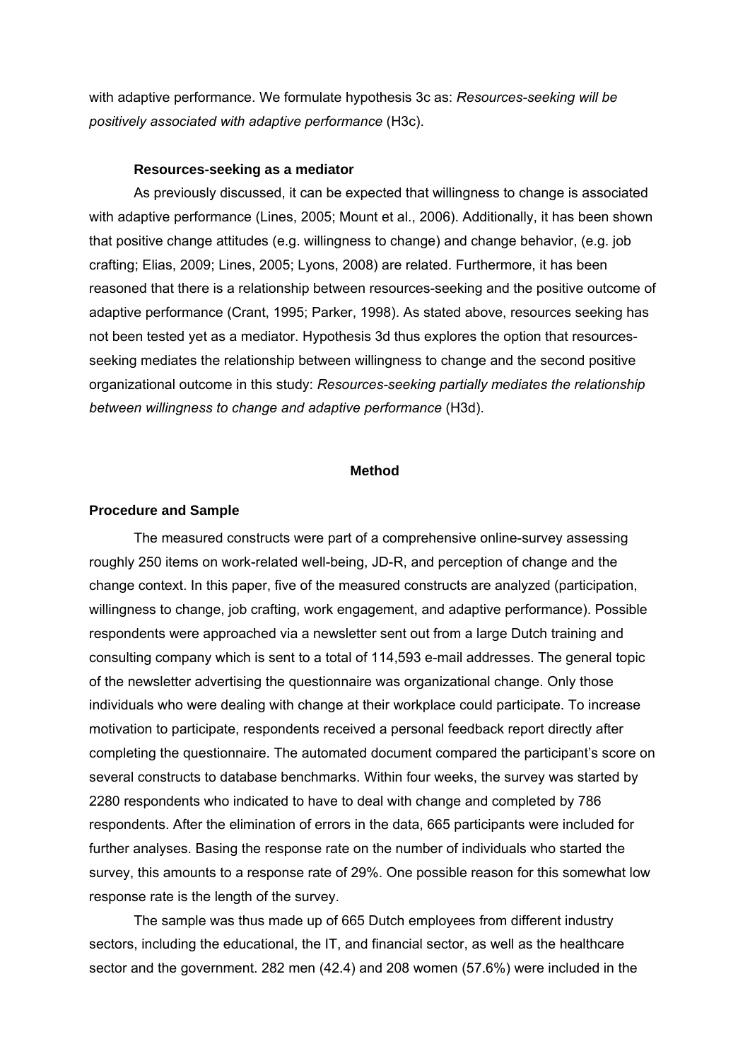with adaptive performance. We formulate hypothesis 3c as: *Resources-seeking will be positively associated with adaptive performance* (H3c).

### Resources-seeking as a mediator

As previously discussed, it can be expected that willingness to change is associated with adaptive performance (Lines, 2005; Mount et al., 2006). Additionally, it has been shown that positive change attitudes (e.g. willingness to change) and change behavior, (e.g. job crafting; Elias, 2009; Lines, 2005; Lyons, 2008) are related. Furthermore, it has been reasoned that there is a relationship between resources-seeking and the positive outcome of adaptive performance (Crant, 1995; Parker, 1998). As stated above, resources seeking has not been tested yet as a mediator. Hypothesis 3d thus explores the option that resources-seeking mediates the relationship between willingness to change and the second positive organizational outcome in this study: *Resources-seeking partially mediates the relationship between willingness to change and adaptive performance* (H3d).

# Method

## Procedure and Sample

The measured constructs were part of a comprehensive online-survey assessing roughly 250 items on work-related well-being, JD-R, and perception of change and the change context. In this paper, five of the measured constructs are analyzed (participation, willingness to change, job crafting, work engagement, and adaptive performance). Possible respondents were approached via a newsletter sent out from a large Dutch training and consulting company which is sent to a total of 114,593 e-mail addresses. The general topic of the newsletter advertising the questionnaire was organizational change. Only those individuals who were dealing with change at their workplace could participate. To increase motivation to participate, respondents received a personal feedback report directly after completing the questionnaire. The automated document compared the participant's score on several constructs to database benchmarks. Within four weeks, the survey was started by 2280 respondents who indicated to have to deal with change and completed by 786 respondents. After the elimination of errors in the data, 665 participants were included for further analyses. Basing the response rate on the number of individuals who started the survey, this amounts to a response rate of 29%. One possible reason for this somewhat low response rate is the length of the survey.

The sample was thus made up of 665 Dutch employees from different industry sectors, including the educational, the IT, and financial sector, as well as the healthcare sector and the government. 282 men (42.4) and 208 women (57.6%) were included in the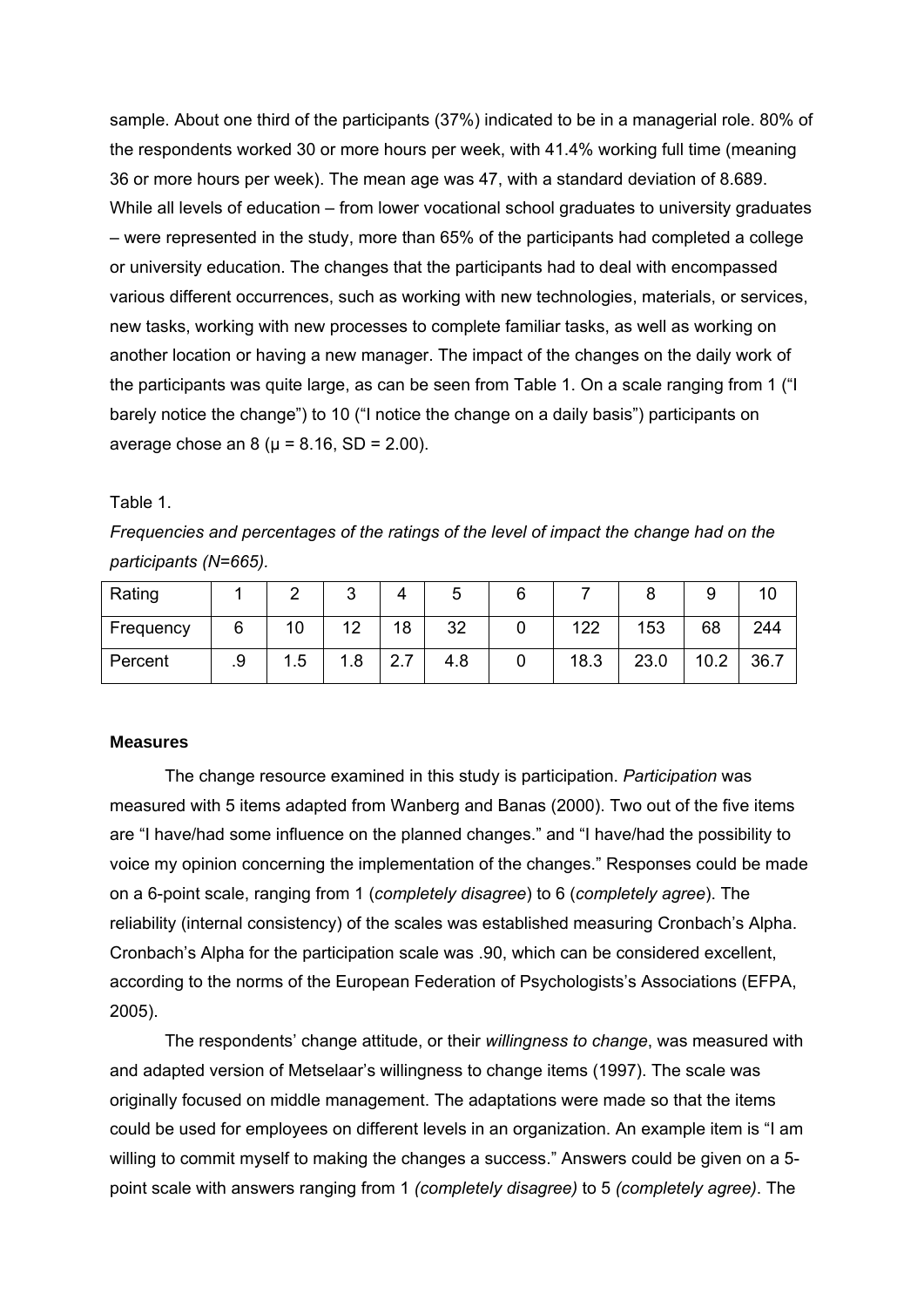sample. About one third of the participants (37%) indicated to be in a managerial role. 80% of the respondents worked 30 or more hours per week, with 41.4% working full time (meaning 36 or more hours per week). The mean age was 47, with a standard deviation of 8.689. While all levels of education – from lower vocational school graduates to university graduates – were represented in the study, more than 65% of the participants had completed a college or university education. The changes that the participants had to deal with encompassed various different occurrences, such as working with new technologies, materials, or services, new tasks, working with new processes to complete familiar tasks, as well as working on another location or having a new manager. The impact of the changes on the daily work of the participants was quite large, as can be seen from Table 1. On a scale ranging from 1 ("I barely notice the change") to 10 ("I notice the change on a daily basis") participants on average chose an 8 ($\mu = 8.16$, $SD = 2.00$).

Table 1.

*Frequencies and percentages of the ratings of the level of impact the change had on the participants (N=665).*

| Rating | 1 | 2 | 3 | 4 | 5 | 6 | 7 | 8 | 9 | 10 |
|---|---|---|---|---|---|---|---|---|---|---|
| Frequency | 6 | 10 | 12 | 18 | 32 | 0 | 122 | 153 | 68 | 244 |
| Percent | .9 | 1.5 | 1.8 | 2.7 | 4.8 | 0 | 18.3 | 23.0 | 10.2 | 36.7 |

### Measures

The change resource examined in this study is participation. *Participation* was measured with 5 items adapted from Wanberg and Banas (2000). Two out of the five items are "I have/had some influence on the planned changes." and "I have/had the possibility to voice my opinion concerning the implementation of the changes." Responses could be made on a 6-point scale, ranging from 1 (*completely disagree*) to 6 (*completely agree*). The reliability (internal consistency) of the scales was established measuring Cronbach's Alpha. Cronbach's Alpha for the participation scale was .90, which can be considered excellent, according to the norms of the European Federation of Psychologists's Associations (EFPA, 2005).

The respondents' change attitude, or their *willingness to change*, was measured with and adapted version of Metselaar's willingness to change items (1997). The scale was originally focused on middle management. The adaptations were made so that the items could be used for employees on different levels in an organization. An example item is "I am willing to commit myself to making the changes a success." Answers could be given on a 5-point scale with answers ranging from 1 *(completely disagree)* to 5 *(completely agree)*. The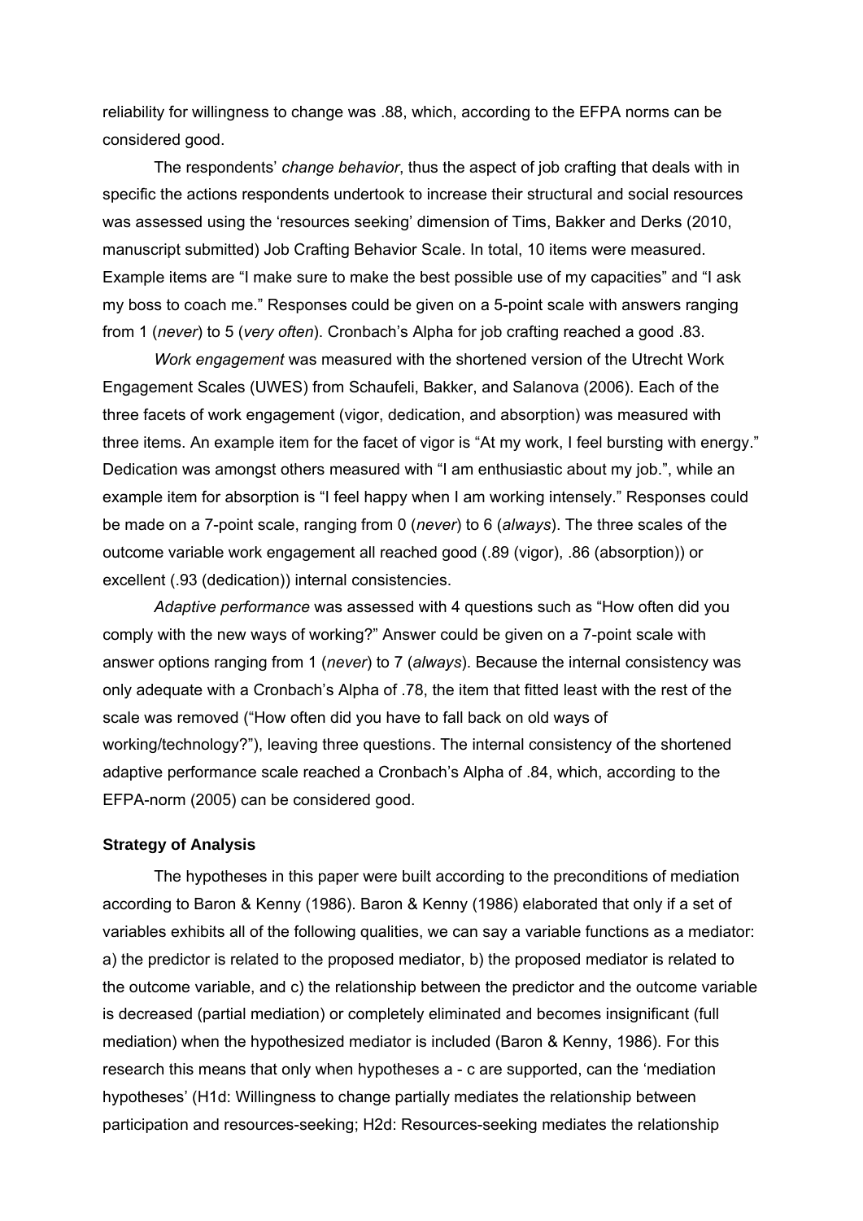reliability for willingness to change was .88, which, according to the EFPA norms can be considered good.

The respondents' *change behavior*, thus the aspect of job crafting that deals with in specific the actions respondents undertook to increase their structural and social resources was assessed using the 'resources seeking' dimension of Tims, Bakker and Derks (2010, manuscript submitted) Job Crafting Behavior Scale. In total, 10 items were measured. Example items are "I make sure to make the best possible use of my capacities" and "I ask my boss to coach me." Responses could be given on a 5-point scale with answers ranging from 1 (*never*) to 5 (*very often*). Cronbach's Alpha for job crafting reached a good .83.

*Work engagement* was measured with the shortened version of the Utrecht Work Engagement Scales (UWES) from Schaufeli, Bakker, and Salanova (2006). Each of the three facets of work engagement (vigor, dedication, and absorption) was measured with three items. An example item for the facet of vigor is "At my work, I feel bursting with energy." Dedication was amongst others measured with "I am enthusiastic about my job.", while an example item for absorption is "I feel happy when I am working intensely." Responses could be made on a 7-point scale, ranging from 0 (*never*) to 6 (*always*). The three scales of the outcome variable work engagement all reached good (.89 (vigor), .86 (absorption)) or excellent (.93 (dedication)) internal consistencies.

*Adaptive performance* was assessed with 4 questions such as "How often did you comply with the new ways of working?" Answer could be given on a 7-point scale with answer options ranging from 1 (*never*) to 7 (*always*). Because the internal consistency was only adequate with a Cronbach's Alpha of .78, the item that fitted least with the rest of the scale was removed ("How often did you have to fall back on old ways of working/technology?"), leaving three questions. The internal consistency of the shortened adaptive performance scale reached a Cronbach's Alpha of .84, which, according to the EFPA-norm (2005) can be considered good.

**Strategy of Analysis**

The hypotheses in this paper were built according to the preconditions of mediation according to Baron & Kenny (1986). Baron & Kenny (1986) elaborated that only if a set of variables exhibits all of the following qualities, we can say a variable functions as a mediator: a) the predictor is related to the proposed mediator, b) the proposed mediator is related to the outcome variable, and c) the relationship between the predictor and the outcome variable is decreased (partial mediation) or completely eliminated and becomes insignificant (full mediation) when the hypothesized mediator is included (Baron & Kenny, 1986). For this research this means that only when hypotheses a - c are supported, can the 'mediation hypotheses' (H1d: Willingness to change partially mediates the relationship between participation and resources-seeking; H2d: Resources-seeking mediates the relationship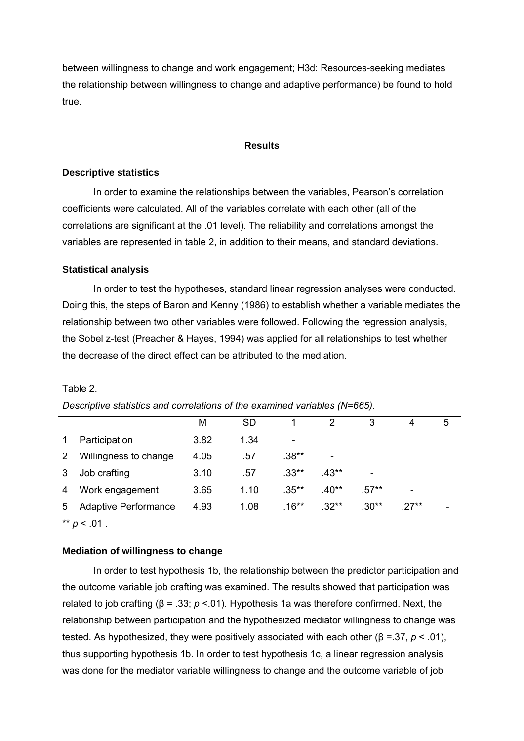between willingness to change and work engagement; H3d: Resources-seeking mediates the relationship between willingness to change and adaptive performance) be found to hold true.

## Results

### Descriptive statistics

In order to examine the relationships between the variables, Pearson's correlation coefficients were calculated. All of the variables correlate with each other (all of the correlations are significant at the .01 level). The reliability and correlations amongst the variables are represented in table 2, in addition to their means, and standard deviations.

### Statistical analysis

In order to test the hypotheses, standard linear regression analyses were conducted. Doing this, the steps of Baron and Kenny (1986) to establish whether a variable mediates the relationship between two other variables were followed. Following the regression analysis, the Sobel z-test (Preacher & Hayes, 1994) was applied for all relationships to test whether the decrease of the direct effect can be attributed to the mediation.

Table 2.

*Descriptive statistics and correlations of the examined variables (N=665).*

| | | M | SD | 1 | 2 | 3 | 4 | 5 |
|---|---|---|---|---|---|---|---|---|
| 1 | Participation | 3.82 | 1.34 | - | | | | |
| 2 | Willingness to change | 4.05 | .57 | .38** | - | | | |
| 3 | Job crafting | 3.10 | .57 | .33** | .43** | - | | |
| 4 | Work engagement | 3.65 | 1.10 | .35** | .40** | .57** | - | |
| 5 | Adaptive Performance | 4.93 | 1.08 | .16** | .32** | .30** | .27** | - |

** $p < .01$ .

### Mediation of willingness to change

In order to test hypothesis 1b, the relationship between the predictor participation and the outcome variable job crafting was examined. The results showed that participation was related to job crafting (β = .33; $p$ <.01). Hypothesis 1a was therefore confirmed. Next, the relationship between participation and the hypothesized mediator willingness to change was tested. As hypothesized, they were positively associated with each other (β =.37, $p < .01$), thus supporting hypothesis 1b. In order to test hypothesis 1c, a linear regression analysis was done for the mediator variable willingness to change and the outcome variable of job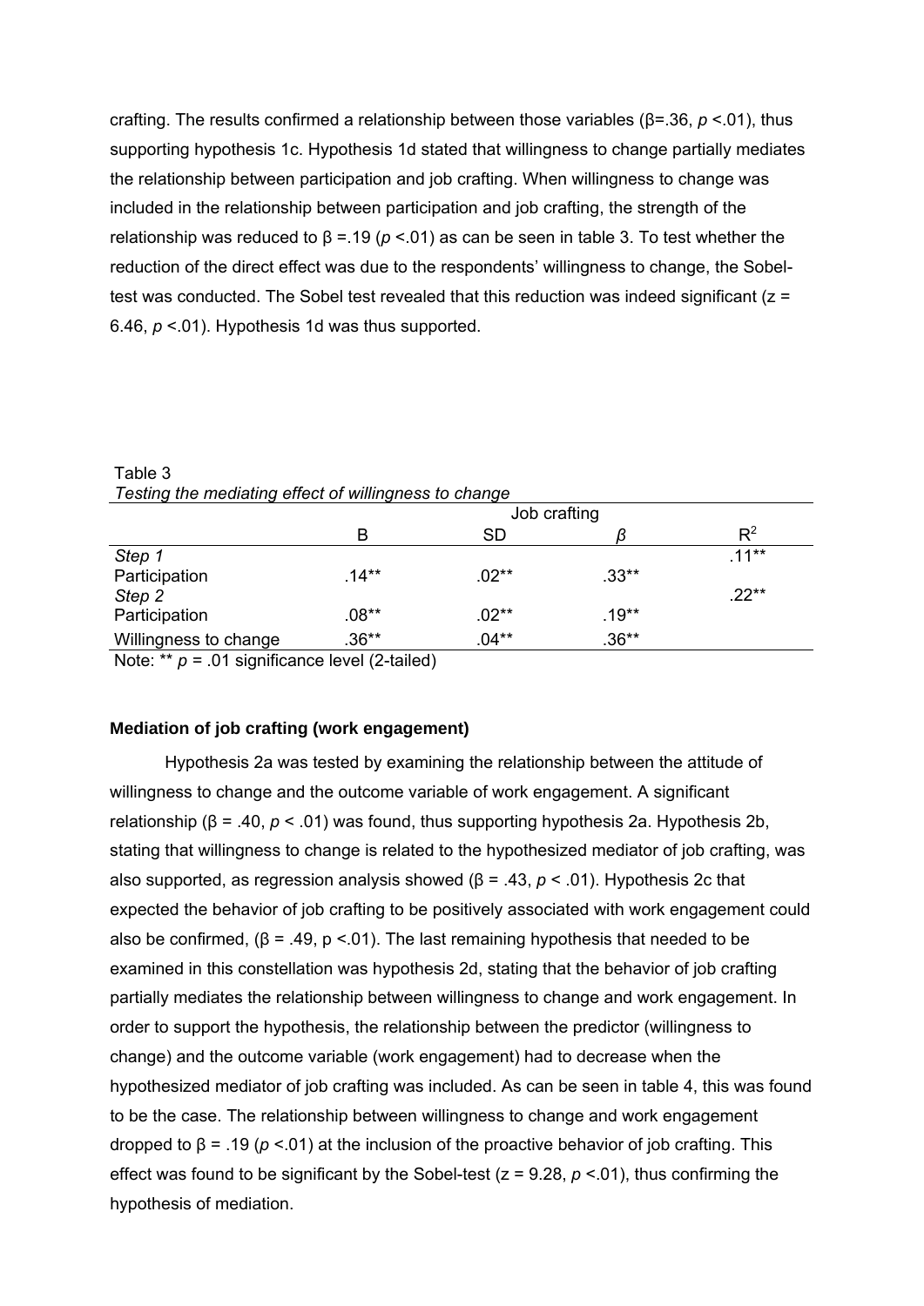crafting. The results confirmed a relationship between those variables (β=.36, *p* <.01), thus supporting hypothesis 1c. Hypothesis 1d stated that willingness to change partially mediates the relationship between participation and job crafting. When willingness to change was included in the relationship between participation and job crafting, the strength of the relationship was reduced to β =.19 (*p* <.01) as can be seen in table 3. To test whether the reduction of the direct effect was due to the respondents' willingness to change, the Sobel-test was conducted. The Sobel test revealed that this reduction was indeed significant (z = 6.46, *p* <.01). Hypothesis 1d was thus supported.

Table 3
*Testing the mediating effect of willingness to change*

| | Job crafting | | | |
|---|---|---|---|---|
| | B | SD | *β* | $R^2$ |
| *Step 1* | | | | .11** |
| Participation | .14** | .02** | .33** | |
| *Step 2* | | | | .22** |
| Participation | .08** | .02** | .19** | |
| Willingness to change | .36** | .04** | .36** | |

Note: ** *p* = .01 significance level (2-tailed)

**Mediation of job crafting (work engagement)**

Hypothesis 2a was tested by examining the relationship between the attitude of willingness to change and the outcome variable of work engagement. A significant relationship (β = .40, *p* < .01) was found, thus supporting hypothesis 2a. Hypothesis 2b, stating that willingness to change is related to the hypothesized mediator of job crafting, was also supported, as regression analysis showed (β = .43, *p* < .01). Hypothesis 2c that expected the behavior of job crafting to be positively associated with work engagement could also be confirmed, (β = .49, p <.01). The last remaining hypothesis that needed to be examined in this constellation was hypothesis 2d, stating that the behavior of job crafting partially mediates the relationship between willingness to change and work engagement. In order to support the hypothesis, the relationship between the predictor (willingness to change) and the outcome variable (work engagement) had to decrease when the hypothesized mediator of job crafting was included. As can be seen in table 4, this was found to be the case. The relationship between willingness to change and work engagement dropped to β = .19 (*p* <.01) at the inclusion of the proactive behavior of job crafting. This effect was found to be significant by the Sobel-test (z = 9.28, *p* <.01), thus confirming the hypothesis of mediation.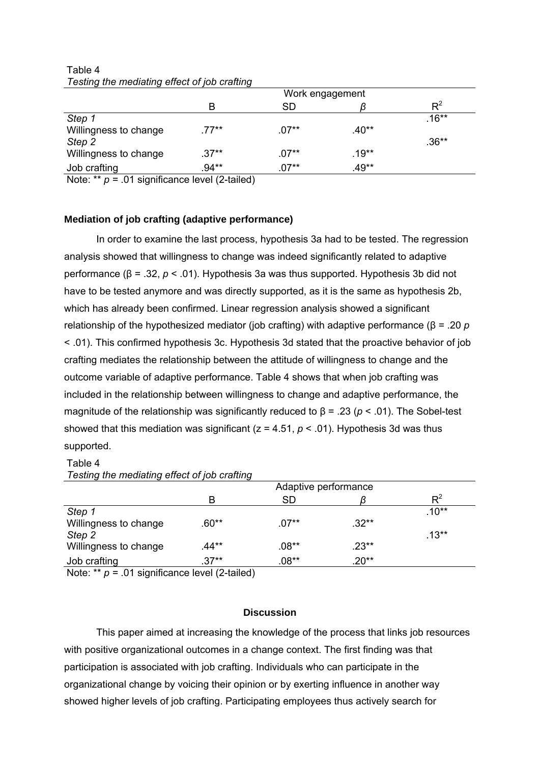Table 4
*Testing the mediating effect of job crafting*

| | Work engagement | | | |
|---|---|---|---|---|
| | B | SD | *β* | $R^2$ |
| *Step 1* | | | | .16** |
| Willingness to change | .77** | .07** | .40** | |
| *Step 2* | | | | .36** |
| Willingness to change | .37** | .07** | .19** | |
| Job crafting | .94** | .07** | .49** | |

Note: ** $p$ = .01 significance level (2-tailed)

### Mediation of job crafting (adaptive performance)

In order to examine the last process, hypothesis 3a had to be tested. The regression analysis showed that willingness to change was indeed significantly related to adaptive performance (β = .32, $p$ < .01). Hypothesis 3a was thus supported. Hypothesis 3b did not have to be tested anymore and was directly supported, as it is the same as hypothesis 2b, which has already been confirmed. Linear regression analysis showed a significant relationship of the hypothesized mediator (job crafting) with adaptive performance (β = .20 $p$ < .01). This confirmed hypothesis 3c. Hypothesis 3d stated that the proactive behavior of job crafting mediates the relationship between the attitude of willingness to change and the outcome variable of adaptive performance. Table 4 shows that when job crafting was included in the relationship between willingness to change and adaptive performance, the magnitude of the relationship was significantly reduced to β = .23 ($p$ < .01). The Sobel-test showed that this mediation was significant (z = 4.51, $p$ < .01). Hypothesis 3d was thus supported.

Table 4
*Testing the mediating effect of job crafting*

| | Adaptive performance | | | |
|---|---|---|---|---|
| | B | SD | *β* | $R^2$ |
| *Step 1* | | | | .10** |
| Willingness to change | .60** | .07** | .32** | |
| *Step 2* | | | | .13** |
| Willingness to change | .44** | .08** | .23** | |
| Job crafting | .37** | .08** | .20** | |

Note: ** $p$ = .01 significance level (2-tailed)

## Discussion

This paper aimed at increasing the knowledge of the process that links job resources with positive organizational outcomes in a change context. The first finding was that participation is associated with job crafting. Individuals who can participate in the organizational change by voicing their opinion or by exerting influence in another way showed higher levels of job crafting. Participating employees thus actively search for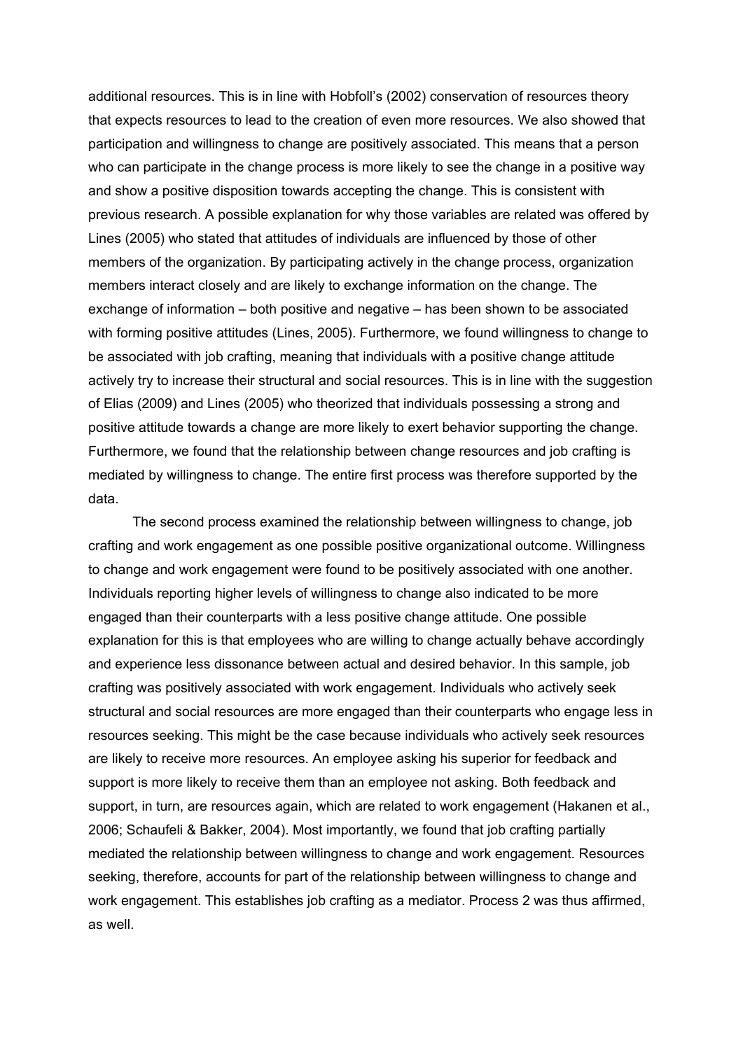additional resources. This is in line with Hobfoll's (2002) conservation of resources theory that expects resources to lead to the creation of even more resources. We also showed that participation and willingness to change are positively associated. This means that a person who can participate in the change process is more likely to see the change in a positive way and show a positive disposition towards accepting the change. This is consistent with previous research. A possible explanation for why those variables are related was offered by Lines (2005) who stated that attitudes of individuals are influenced by those of other members of the organization. By participating actively in the change process, organization members interact closely and are likely to exchange information on the change. The exchange of information – both positive and negative – has been shown to be associated with forming positive attitudes (Lines, 2005). Furthermore, we found willingness to change to be associated with job crafting, meaning that individuals with a positive change attitude actively try to increase their structural and social resources. This is in line with the suggestion of Elias (2009) and Lines (2005) who theorized that individuals possessing a strong and positive attitude towards a change are more likely to exert behavior supporting the change. Furthermore, we found that the relationship between change resources and job crafting is mediated by willingness to change. The entire first process was therefore supported by the data.

The second process examined the relationship between willingness to change, job crafting and work engagement as one possible positive organizational outcome. Willingness to change and work engagement were found to be positively associated with one another. Individuals reporting higher levels of willingness to change also indicated to be more engaged than their counterparts with a less positive change attitude. One possible explanation for this is that employees who are willing to change actually behave accordingly and experience less dissonance between actual and desired behavior. In this sample, job crafting was positively associated with work engagement. Individuals who actively seek structural and social resources are more engaged than their counterparts who engage less in resources seeking. This might be the case because individuals who actively seek resources are likely to receive more resources. An employee asking his superior for feedback and support is more likely to receive them than an employee not asking. Both feedback and support, in turn, are resources again, which are related to work engagement (Hakanen et al., 2006; Schaufeli & Bakker, 2004). Most importantly, we found that job crafting partially mediated the relationship between willingness to change and work engagement. Resources seeking, therefore, accounts for part of the relationship between willingness to change and work engagement. This establishes job crafting as a mediator. Process 2 was thus affirmed, as well.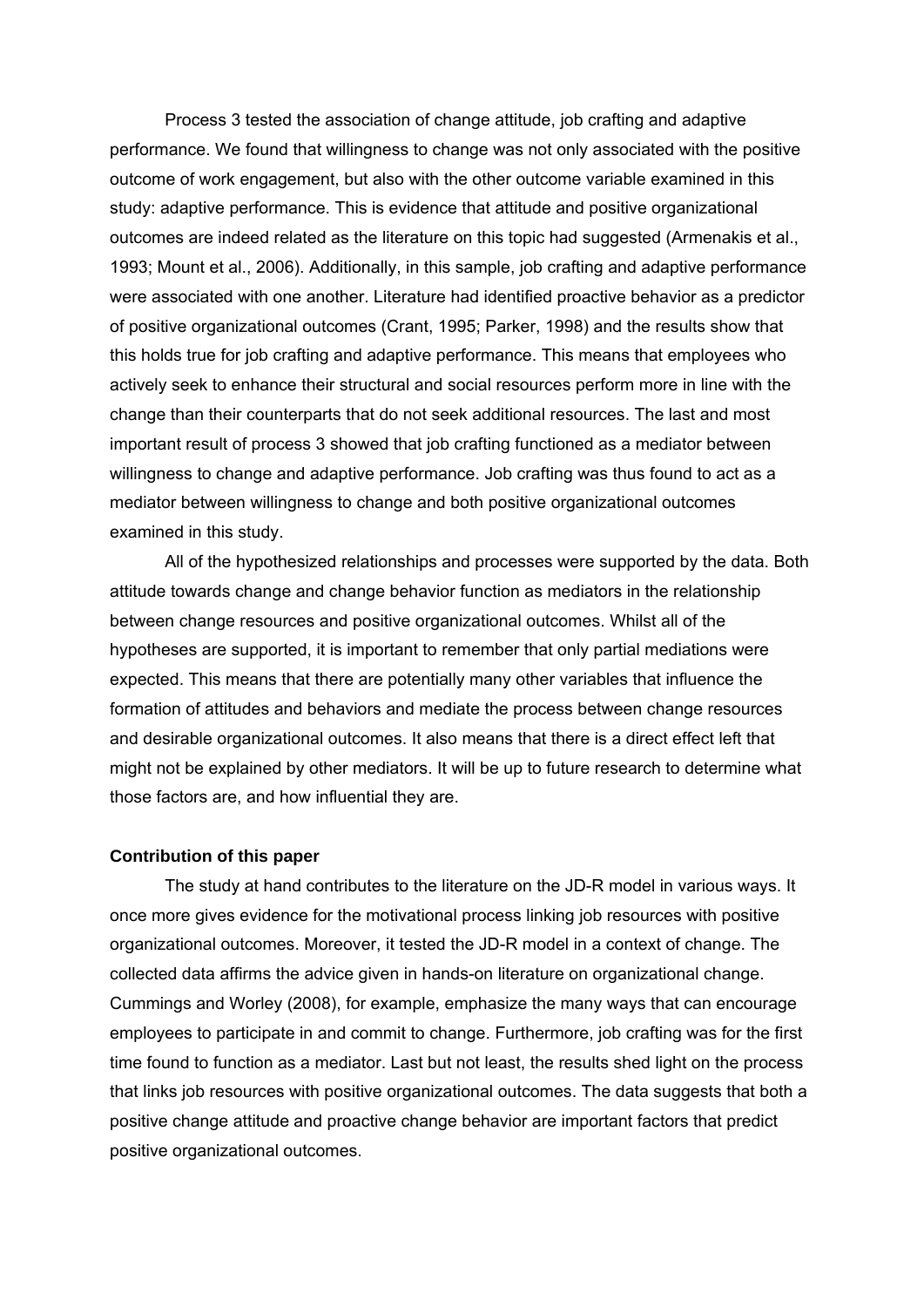Process 3 tested the association of change attitude, job crafting and adaptive performance. We found that willingness to change was not only associated with the positive outcome of work engagement, but also with the other outcome variable examined in this study: adaptive performance. This is evidence that attitude and positive organizational outcomes are indeed related as the literature on this topic had suggested (Armenakis et al., 1993; Mount et al., 2006). Additionally, in this sample, job crafting and adaptive performance were associated with one another. Literature had identified proactive behavior as a predictor of positive organizational outcomes (Crant, 1995; Parker, 1998) and the results show that this holds true for job crafting and adaptive performance. This means that employees who actively seek to enhance their structural and social resources perform more in line with the change than their counterparts that do not seek additional resources. The last and most important result of process 3 showed that job crafting functioned as a mediator between willingness to change and adaptive performance. Job crafting was thus found to act as a mediator between willingness to change and both positive organizational outcomes examined in this study.

All of the hypothesized relationships and processes were supported by the data. Both attitude towards change and change behavior function as mediators in the relationship between change resources and positive organizational outcomes. Whilst all of the hypotheses are supported, it is important to remember that only partial mediations were expected. This means that there are potentially many other variables that influence the formation of attitudes and behaviors and mediate the process between change resources and desirable organizational outcomes. It also means that there is a direct effect left that might not be explained by other mediators. It will be up to future research to determine what those factors are, and how influential they are.

**Contribution of this paper**

The study at hand contributes to the literature on the JD-R model in various ways. It once more gives evidence for the motivational process linking job resources with positive organizational outcomes. Moreover, it tested the JD-R model in a context of change. The collected data affirms the advice given in hands-on literature on organizational change. Cummings and Worley (2008), for example, emphasize the many ways that can encourage employees to participate in and commit to change. Furthermore, job crafting was for the first time found to function as a mediator. Last but not least, the results shed light on the process that links job resources with positive organizational outcomes. The data suggests that both a positive change attitude and proactive change behavior are important factors that predict positive organizational outcomes.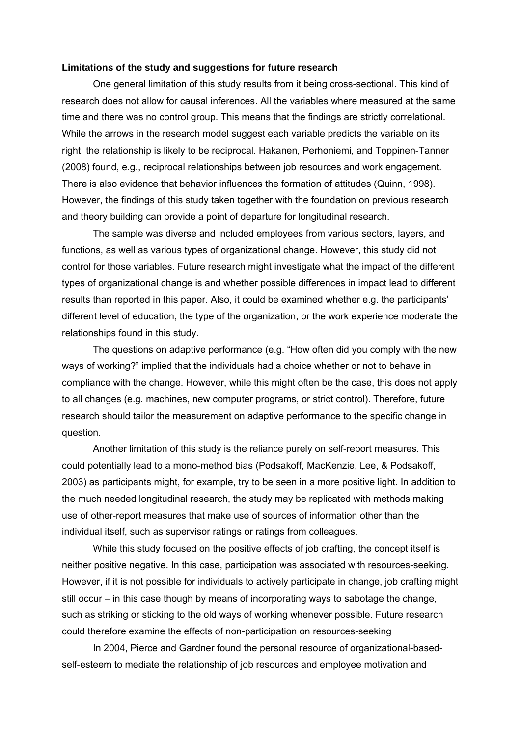**Limitations of the study and suggestions for future research**

One general limitation of this study results from it being cross-sectional. This kind of research does not allow for causal inferences. All the variables where measured at the same time and there was no control group. This means that the findings are strictly correlational. While the arrows in the research model suggest each variable predicts the variable on its right, the relationship is likely to be reciprocal. Hakanen, Perhoniemi, and Toppinen-Tanner (2008) found, e.g., reciprocal relationships between job resources and work engagement. There is also evidence that behavior influences the formation of attitudes (Quinn, 1998). However, the findings of this study taken together with the foundation on previous research and theory building can provide a point of departure for longitudinal research.

The sample was diverse and included employees from various sectors, layers, and functions, as well as various types of organizational change. However, this study did not control for those variables. Future research might investigate what the impact of the different types of organizational change is and whether possible differences in impact lead to different results than reported in this paper. Also, it could be examined whether e.g. the participants' different level of education, the type of the organization, or the work experience moderate the relationships found in this study.

The questions on adaptive performance (e.g. "How often did you comply with the new ways of working?" implied that the individuals had a choice whether or not to behave in compliance with the change. However, while this might often be the case, this does not apply to all changes (e.g. machines, new computer programs, or strict control). Therefore, future research should tailor the measurement on adaptive performance to the specific change in question.

Another limitation of this study is the reliance purely on self-report measures. This could potentially lead to a mono-method bias (Podsakoff, MacKenzie, Lee, & Podsakoff, 2003) as participants might, for example, try to be seen in a more positive light. In addition to the much needed longitudinal research, the study may be replicated with methods making use of other-report measures that make use of sources of information other than the individual itself, such as supervisor ratings or ratings from colleagues.

While this study focused on the positive effects of job crafting, the concept itself is neither positive negative. In this case, participation was associated with resources-seeking. However, if it is not possible for individuals to actively participate in change, job crafting might still occur – in this case though by means of incorporating ways to sabotage the change, such as striking or sticking to the old ways of working whenever possible. Future research could therefore examine the effects of non-participation on resources-seeking

In 2004, Pierce and Gardner found the personal resource of organizational-based-self-esteem to mediate the relationship of job resources and employee motivation and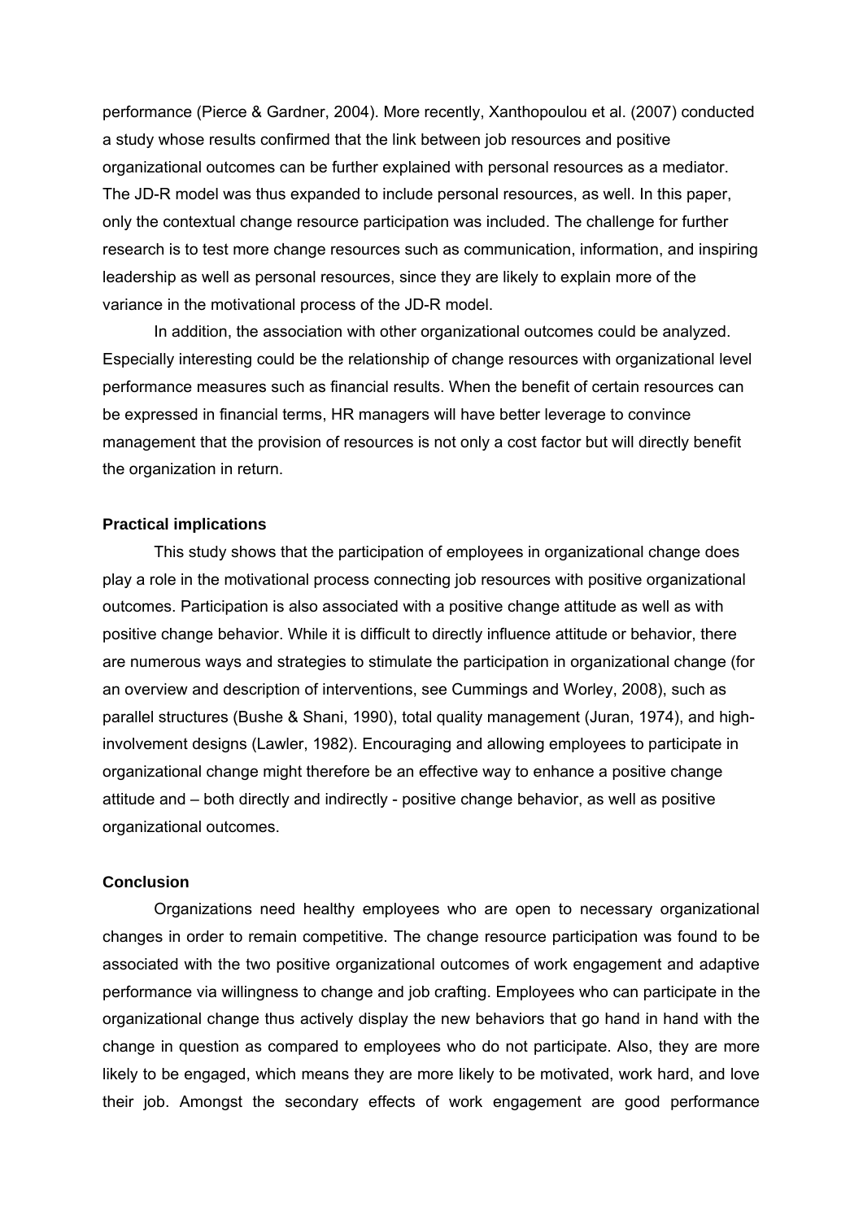performance (Pierce & Gardner, 2004). More recently, Xanthopoulou et al. (2007) conducted a study whose results confirmed that the link between job resources and positive organizational outcomes can be further explained with personal resources as a mediator. The JD-R model was thus expanded to include personal resources, as well. In this paper, only the contextual change resource participation was included. The challenge for further research is to test more change resources such as communication, information, and inspiring leadership as well as personal resources, since they are likely to explain more of the variance in the motivational process of the JD-R model.

In addition, the association with other organizational outcomes could be analyzed. Especially interesting could be the relationship of change resources with organizational level performance measures such as financial results. When the benefit of certain resources can be expressed in financial terms, HR managers will have better leverage to convince management that the provision of resources is not only a cost factor but will directly benefit the organization in return.

**Practical implications**

This study shows that the participation of employees in organizational change does play a role in the motivational process connecting job resources with positive organizational outcomes. Participation is also associated with a positive change attitude as well as with positive change behavior. While it is difficult to directly influence attitude or behavior, there are numerous ways and strategies to stimulate the participation in organizational change (for an overview and description of interventions, see Cummings and Worley, 2008), such as parallel structures (Bushe & Shani, 1990), total quality management (Juran, 1974), and high-involvement designs (Lawler, 1982). Encouraging and allowing employees to participate in organizational change might therefore be an effective way to enhance a positive change attitude and – both directly and indirectly - positive change behavior, as well as positive organizational outcomes.

**Conclusion**

Organizations need healthy employees who are open to necessary organizational changes in order to remain competitive. The change resource participation was found to be associated with the two positive organizational outcomes of work engagement and adaptive performance via willingness to change and job crafting. Employees who can participate in the organizational change thus actively display the new behaviors that go hand in hand with the change in question as compared to employees who do not participate. Also, they are more likely to be engaged, which means they are more likely to be motivated, work hard, and love their job. Amongst the secondary effects of work engagement are good performance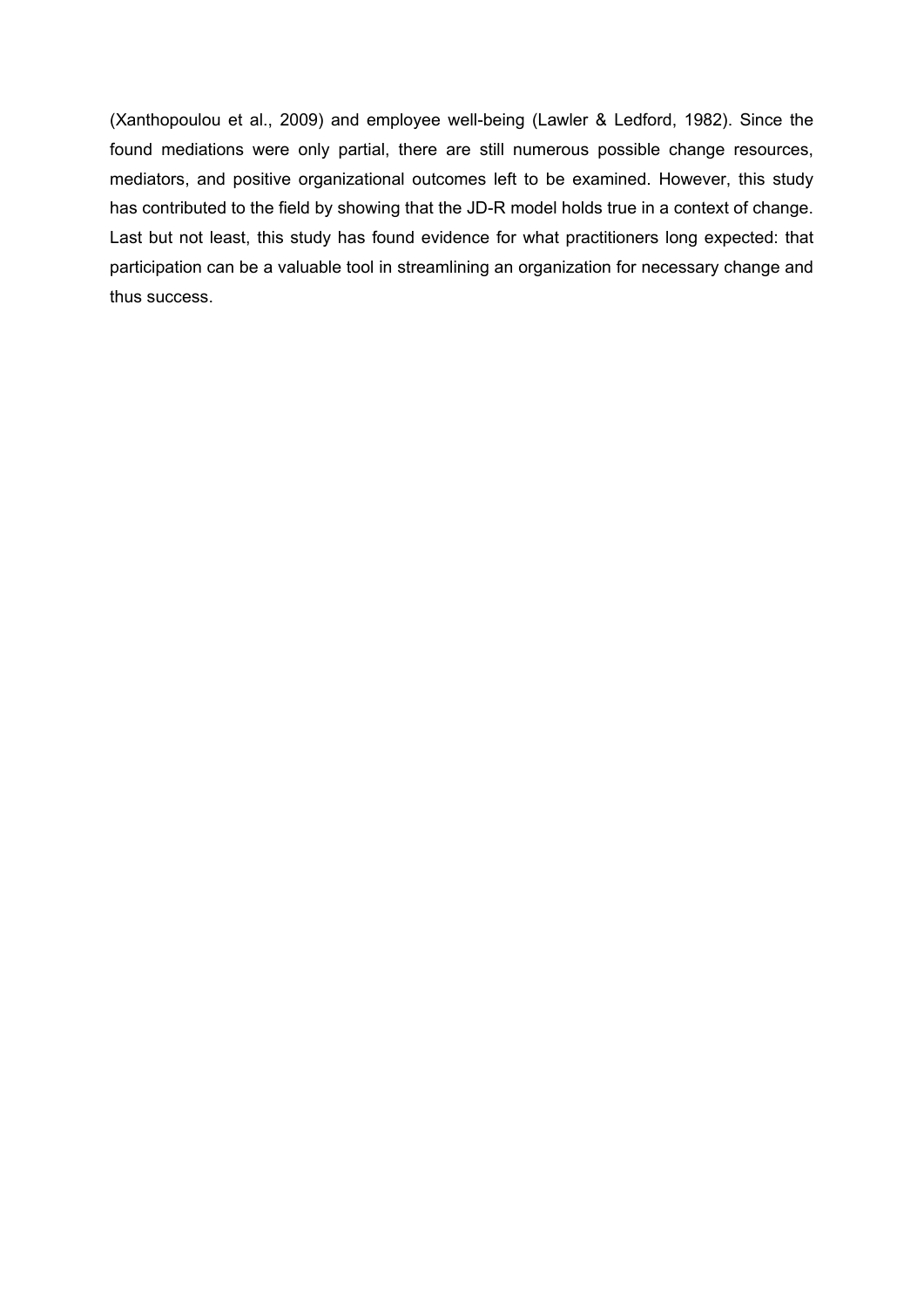(Xanthopoulou et al., 2009) and employee well-being (Lawler & Ledford, 1982). Since the found mediations were only partial, there are still numerous possible change resources, mediators, and positive organizational outcomes left to be examined. However, this study has contributed to the field by showing that the JD-R model holds true in a context of change. Last but not least, this study has found evidence for what practitioners long expected: that participation can be a valuable tool in streamlining an organization for necessary change and thus success.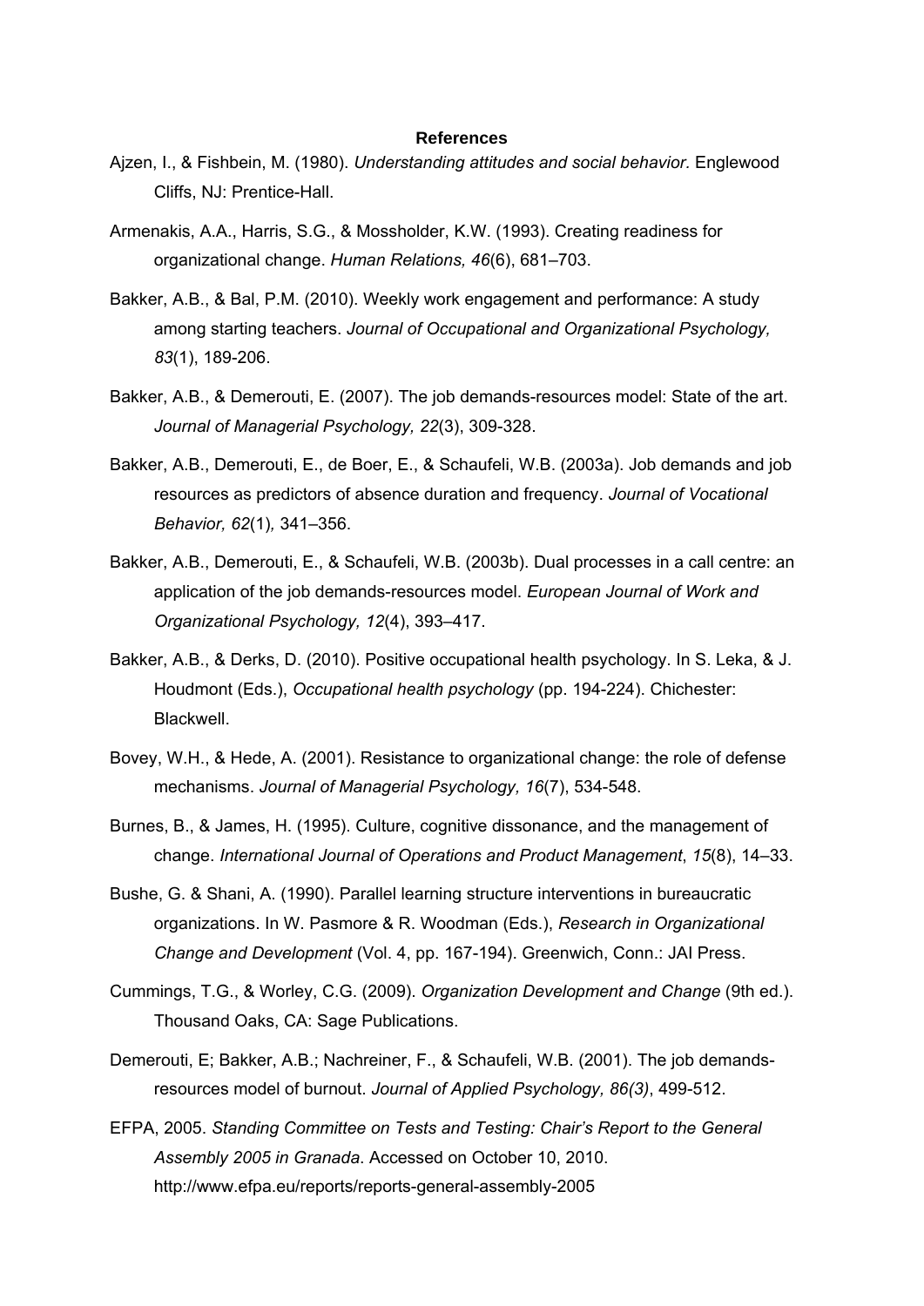**References**

Ajzen, I., & Fishbein, M. (1980). *Understanding attitudes and social behavior.* Englewood Cliffs, NJ: Prentice-Hall.

Armenakis, A.A., Harris, S.G., & Mossholder, K.W. (1993). Creating readiness for organizational change. *Human Relations, 46*(6), 681–703.

Bakker, A.B., & Bal, P.M. (2010). Weekly work engagement and performance: A study among starting teachers. *Journal of Occupational and Organizational Psychology, 83*(1), 189-206.

Bakker, A.B., & Demerouti, E. (2007). The job demands-resources model: State of the art. *Journal of Managerial Psychology, 22*(3), 309-328.

Bakker, A.B., Demerouti, E., de Boer, E., & Schaufeli, W.B. (2003a). Job demands and job resources as predictors of absence duration and frequency. *Journal of Vocational Behavior, 62*(1)*,* 341–356.

Bakker, A.B., Demerouti, E., & Schaufeli, W.B. (2003b). Dual processes in a call centre: an application of the job demands-resources model. *European Journal of Work and Organizational Psychology, 12*(4), 393–417.

Bakker, A.B., & Derks, D. (2010). Positive occupational health psychology. In S. Leka, & J. Houdmont (Eds.), *Occupational health psychology* (pp. 194-224). Chichester: Blackwell.

Bovey, W.H., & Hede, A. (2001). Resistance to organizational change: the role of defense mechanisms. *Journal of Managerial Psychology, 16*(7), 534-548.

Burnes, B., & James, H. (1995). Culture, cognitive dissonance, and the management of change. *International Journal of Operations and Product Management*, *15*(8), 14–33.

Bushe, G. & Shani, A. (1990). Parallel learning structure interventions in bureaucratic organizations. In W. Pasmore & R. Woodman (Eds.), *Research in Organizational Change and Development* (Vol. 4, pp. 167-194). Greenwich, Conn.: JAI Press.

Cummings, T.G., & Worley, C.G. (2009). *Organization Development and Change* (9th ed.). Thousand Oaks, CA: Sage Publications.

Demerouti, E; Bakker, A.B.; Nachreiner, F., & Schaufeli, W.B. (2001). The job demands-resources model of burnout. *Journal of Applied Psychology, 86(3)*, 499-512.

EFPA, 2005. *Standing Committee on Tests and Testing: Chair's Report to the General Assembly 2005 in Granada*. Accessed on October 10, 2010. http://www.efpa.eu/reports/reports-general-assembly-2005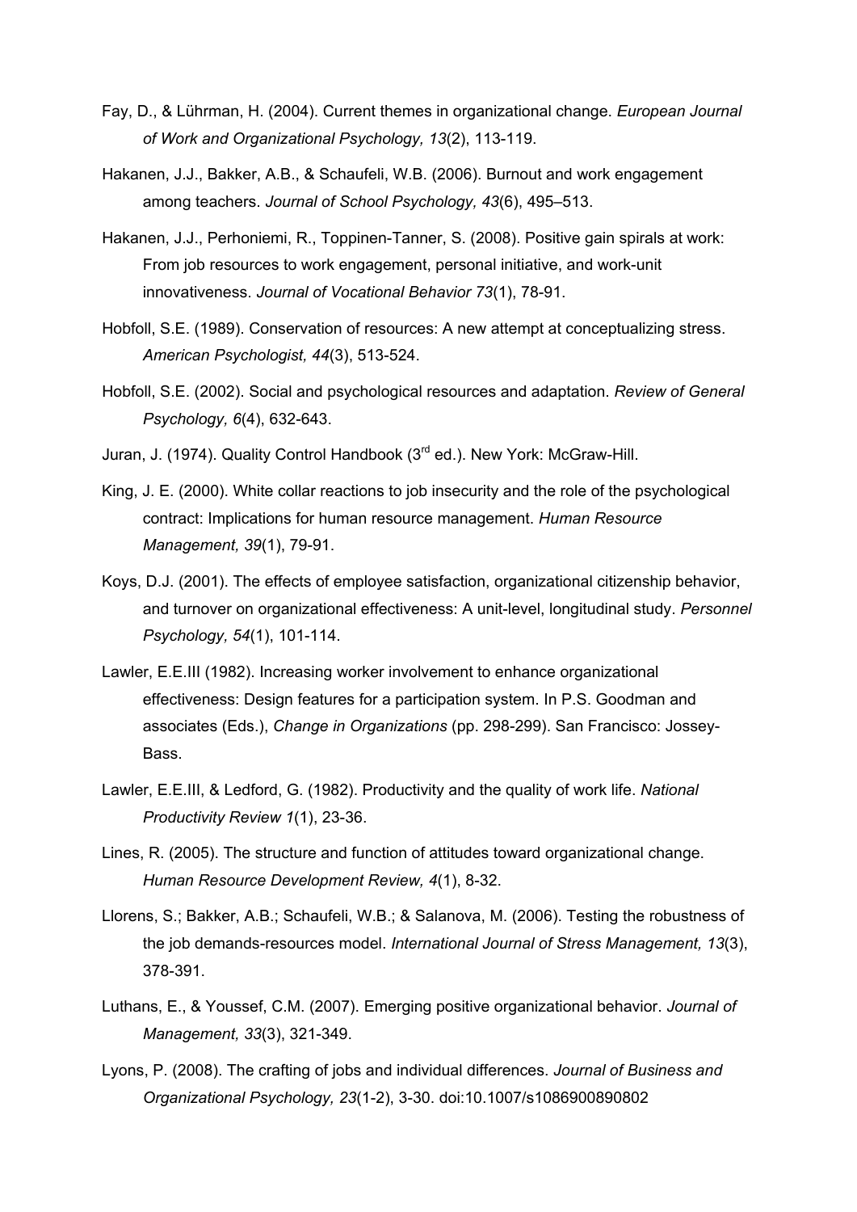Fay, D., & Lührman, H. (2004). Current themes in organizational change. *European Journal of Work and Organizational Psychology, 13*(2), 113-119.

Hakanen, J.J., Bakker, A.B., & Schaufeli, W.B. (2006). Burnout and work engagement among teachers. *Journal of School Psychology, 43*(6), 495–513.

Hakanen, J.J., Perhoniemi, R., Toppinen-Tanner, S. (2008). Positive gain spirals at work: From job resources to work engagement, personal initiative, and work-unit innovativeness. *Journal of Vocational Behavior 73*(1), 78-91.

Hobfoll, S.E. (1989). Conservation of resources: A new attempt at conceptualizing stress. *American Psychologist, 44*(3), 513-524.

Hobfoll, S.E. (2002). Social and psychological resources and adaptation. *Review of General Psychology, 6*(4), 632-643.

Juran, J. (1974). Quality Control Handbook (3rd ed.). New York: McGraw-Hill.

King, J. E. (2000). White collar reactions to job insecurity and the role of the psychological contract: Implications for human resource management. *Human Resource Management, 39*(1), 79-91.

Koys, D.J. (2001). The effects of employee satisfaction, organizational citizenship behavior, and turnover on organizational effectiveness: A unit-level, longitudinal study. *Personnel Psychology, 54*(1), 101-114.

Lawler, E.E.III (1982). Increasing worker involvement to enhance organizational effectiveness: Design features for a participation system. In P.S. Goodman and associates (Eds.), *Change in Organizations* (pp. 298-299). San Francisco: Jossey-Bass.

Lawler, E.E.III, & Ledford, G. (1982). Productivity and the quality of work life. *National Productivity Review 1*(1), 23-36.

Lines, R. (2005). The structure and function of attitudes toward organizational change. *Human Resource Development Review, 4*(1), 8-32.

Llorens, S.; Bakker, A.B.; Schaufeli, W.B.; & Salanova, M. (2006). Testing the robustness of the job demands-resources model. *International Journal of Stress Management, 13*(3), 378-391.

Luthans, E., & Youssef, C.M. (2007). Emerging positive organizational behavior. *Journal of Management, 33*(3), 321-349.

Lyons, P. (2008). The crafting of jobs and individual differences. *Journal of Business and Organizational Psychology, 23*(1-2), 3-30. doi:10.1007/s1086900890802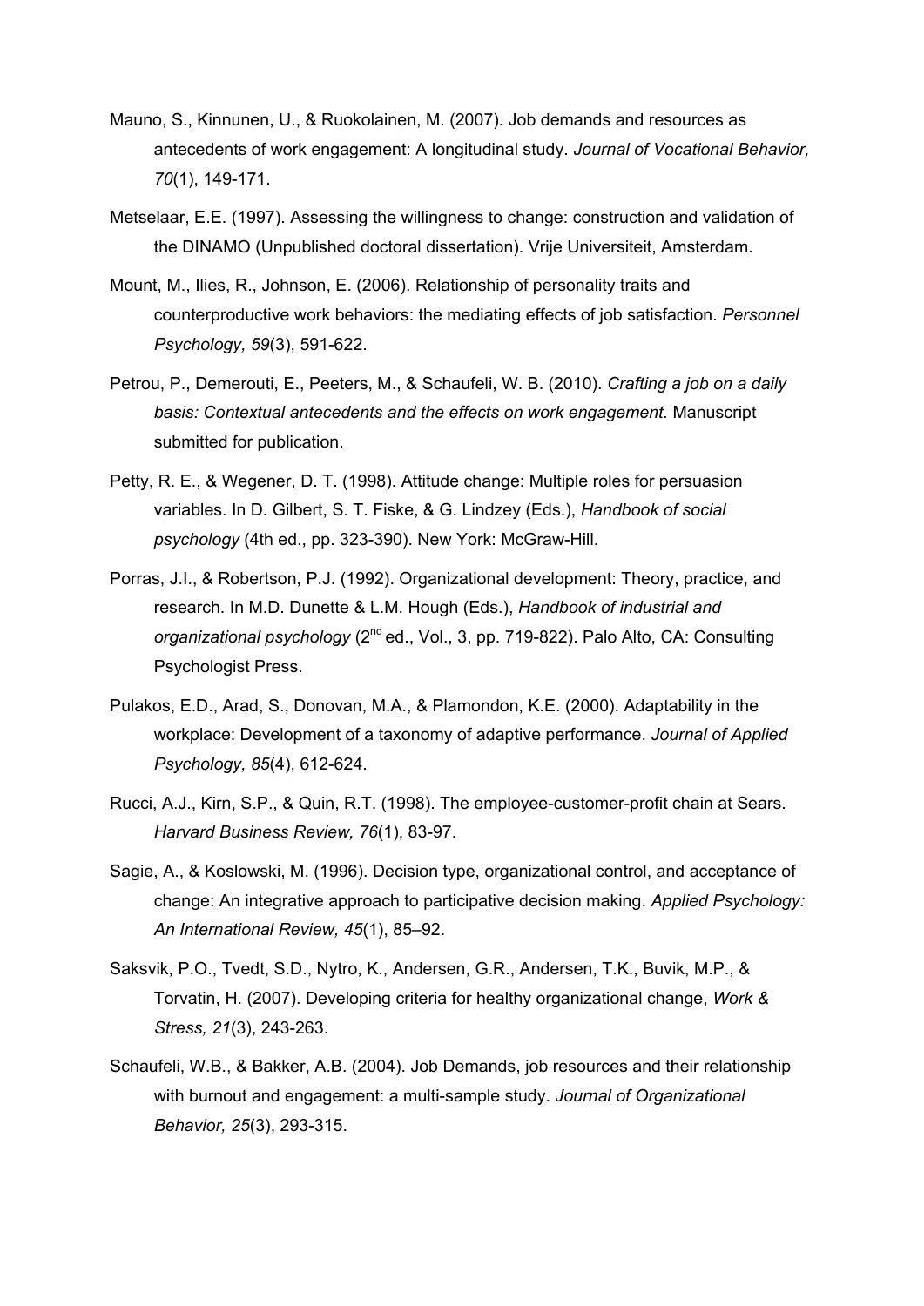Mauno, S., Kinnunen, U., & Ruokolainen, M. (2007). Job demands and resources as antecedents of work engagement: A longitudinal study. *Journal of Vocational Behavior, 70*(1), 149-171.

Metselaar, E.E. (1997). Assessing the willingness to change: construction and validation of the DINAMO (Unpublished doctoral dissertation). Vrije Universiteit, Amsterdam.

Mount, M., Ilies, R., Johnson, E. (2006). Relationship of personality traits and counterproductive work behaviors: the mediating effects of job satisfaction. *Personnel Psychology, 59*(3), 591-622.

Petrou, P., Demerouti, E., Peeters, M., & Schaufeli, W. B. (2010). *Crafting a job on a daily basis: Contextual antecedents and the effects on work engagement.* Manuscript submitted for publication.

Petty, R. E., & Wegener, D. T. (1998). Attitude change: Multiple roles for persuasion variables. In D. Gilbert, S. T. Fiske, & G. Lindzey (Eds.), *Handbook of social psychology* (4th ed., pp. 323-390). New York: McGraw-Hill.

Porras, J.I., & Robertson, P.J. (1992). Organizational development: Theory, practice, and research. In M.D. Dunette & L.M. Hough (Eds.), *Handbook of industrial and organizational psychology* (2nd ed., Vol., 3, pp. 719-822). Palo Alto, CA: Consulting Psychologist Press.

Pulakos, E.D., Arad, S., Donovan, M.A., & Plamondon, K.E. (2000). Adaptability in the workplace: Development of a taxonomy of adaptive performance. *Journal of Applied Psychology, 85*(4), 612-624.

Rucci, A.J., Kirn, S.P., & Quin, R.T. (1998). The employee-customer-profit chain at Sears. *Harvard Business Review, 76*(1), 83-97.

Sagie, A., & Koslowski, M. (1996). Decision type, organizational control, and acceptance of change: An integrative approach to participative decision making. *Applied Psychology: An International Review, 45*(1), 85–92.

Saksvik, P.O., Tvedt, S.D., Nytro, K., Andersen, G.R., Andersen, T.K., Buvik, M.P., & Torvatin, H. (2007). Developing criteria for healthy organizational change, *Work & Stress, 21*(3), 243-263.

Schaufeli, W.B., & Bakker, A.B. (2004). Job Demands, job resources and their relationship with burnout and engagement: a multi-sample study. *Journal of Organizational Behavior, 25*(3), 293-315.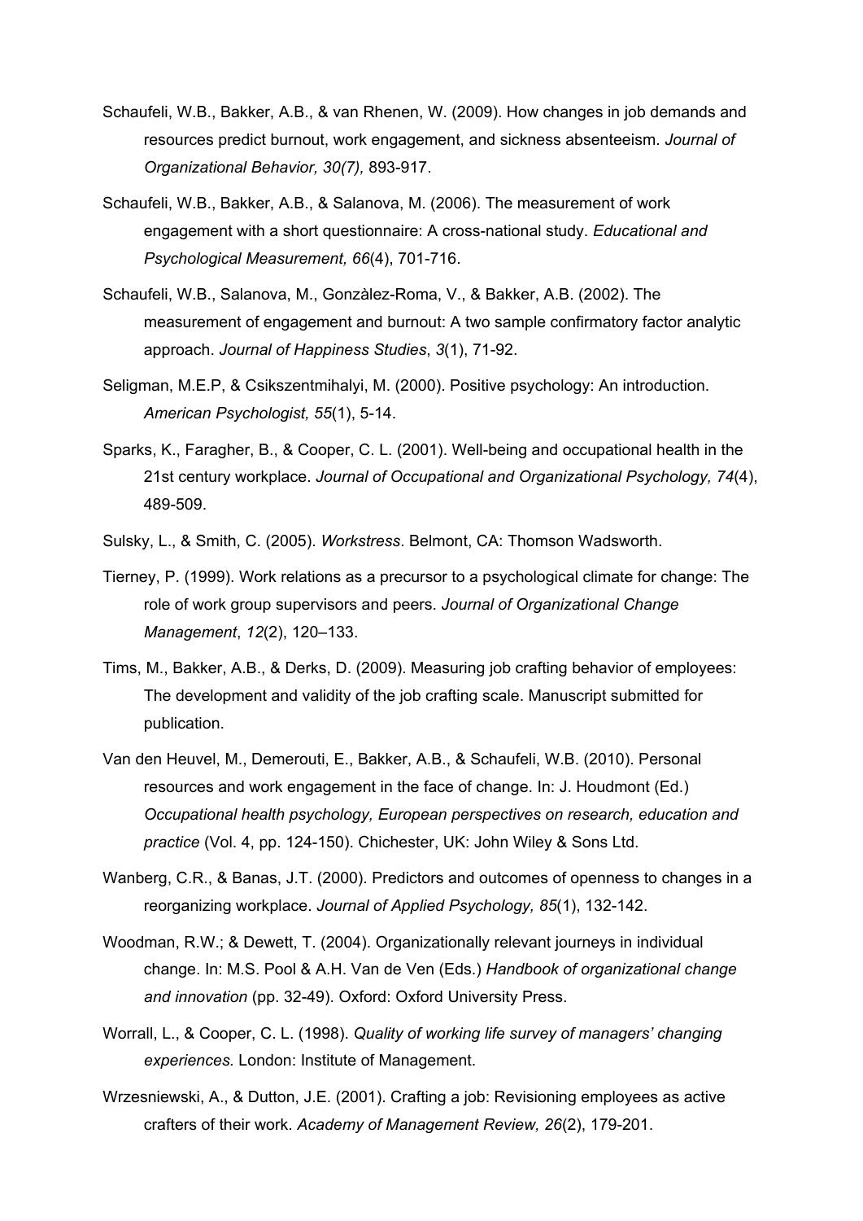Schaufeli, W.B., Bakker, A.B., & van Rhenen, W. (2009). How changes in job demands and resources predict burnout, work engagement, and sickness absenteeism. *Journal of Organizational Behavior, 30(7),* 893-917.

Schaufeli, W.B., Bakker, A.B., & Salanova, M. (2006). The measurement of work engagement with a short questionnaire: A cross-national study. *Educational and Psychological Measurement, 66*(4), 701-716.

Schaufeli, W.B., Salanova, M., Gonzàlez-Roma, V., & Bakker, A.B. (2002). The measurement of engagement and burnout: A two sample confirmatory factor analytic approach. *Journal of Happiness Studies*, *3*(1), 71-92.

Seligman, M.E.P, & Csikszentmihalyi, M. (2000). Positive psychology: An introduction. *American Psychologist, 55*(1), 5-14.

Sparks, K., Faragher, B., & Cooper, C. L. (2001). Well-being and occupational health in the 21st century workplace. *Journal of Occupational and Organizational Psychology, 74*(4), 489-509.

Sulsky, L., & Smith, C. (2005). *Workstress*. Belmont, CA: Thomson Wadsworth.

Tierney, P. (1999). Work relations as a precursor to a psychological climate for change: The role of work group supervisors and peers. *Journal of Organizational Change Management*, *12*(2), 120–133.

Tims, M., Bakker, A.B., & Derks, D. (2009). Measuring job crafting behavior of employees: The development and validity of the job crafting scale. Manuscript submitted for publication.

Van den Heuvel, M., Demerouti, E., Bakker, A.B., & Schaufeli, W.B. (2010). Personal resources and work engagement in the face of change. In: J. Houdmont (Ed.) *Occupational health psychology, European perspectives on research, education and practice* (Vol. 4, pp. 124-150). Chichester, UK: John Wiley & Sons Ltd.

Wanberg, C.R., & Banas, J.T. (2000). Predictors and outcomes of openness to changes in a reorganizing workplace. *Journal of Applied Psychology, 85*(1), 132-142.

Woodman, R.W.; & Dewett, T. (2004). Organizationally relevant journeys in individual change. In: M.S. Pool & A.H. Van de Ven (Eds.) *Handbook of organizational change and innovation* (pp. 32-49). Oxford: Oxford University Press.

Worrall, L., & Cooper, C. L. (1998). *Quality of working life survey of managers' changing experiences.* London: Institute of Management.

Wrzesniewski, A., & Dutton, J.E. (2001). Crafting a job: Revisioning employees as active crafters of their work. *Academy of Management Review, 26*(2), 179-201.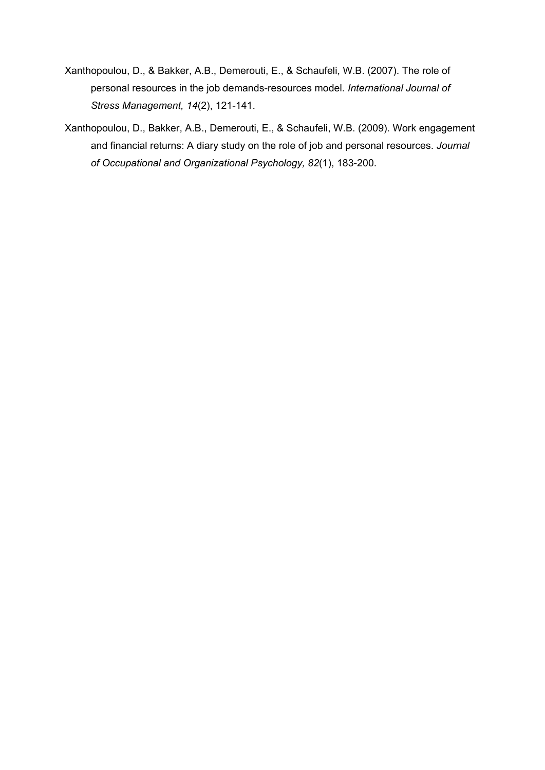Xanthopoulou, D., & Bakker, A.B., Demerouti, E., & Schaufeli, W.B. (2007). The role of personal resources in the job demands-resources model. *International Journal of Stress Management, 14*(2), 121-141.

Xanthopoulou, D., Bakker, A.B., Demerouti, E., & Schaufeli, W.B. (2009). Work engagement and financial returns: A diary study on the role of job and personal resources. *Journal of Occupational and Organizational Psychology, 82*(1), 183-200.